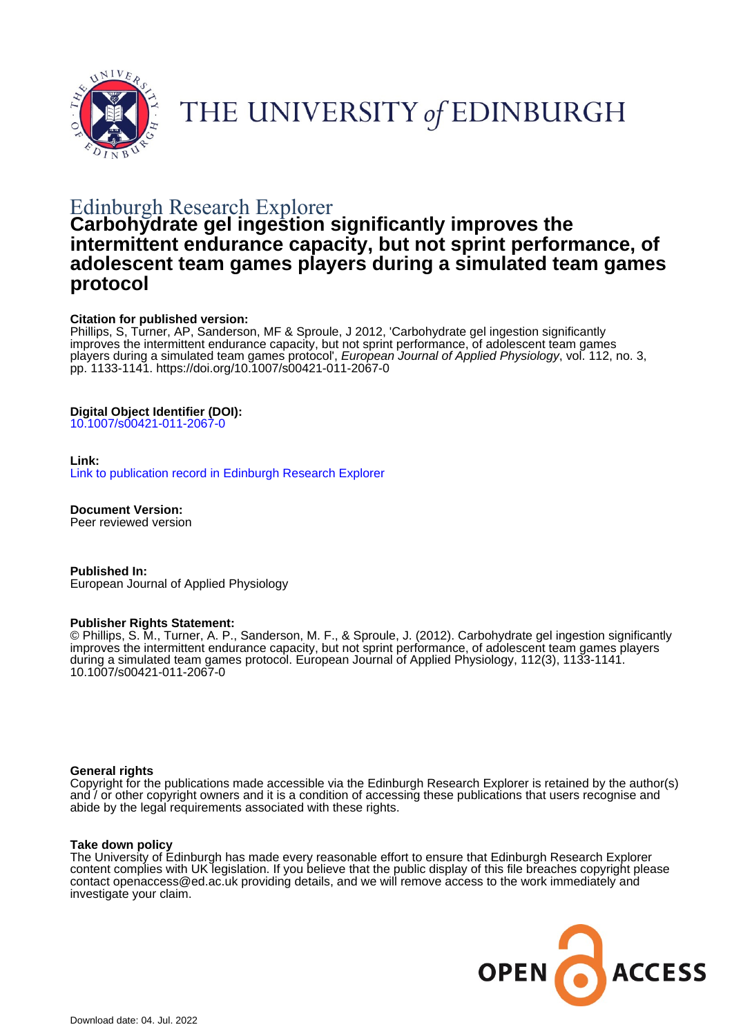Edinburgh Research Explorer

# Carbohydrate gel ingestion significantly improves the intermittent endurance capacity, but not sprint performance, of adolescent team games players during a simulated team games protocol

**Citation for published version:**
Phillips, S, Turner, AP, Sanderson, MF & Sproule, J 2012, 'Carbohydrate gel ingestion significantly improves the intermittent endurance capacity, but not sprint performance, of adolescent team games players during a simulated team games protocol', *European Journal of Applied Physiology*, vol. 112, no. 3, pp. 1133-1141. https://doi.org/10.1007/s00421-011-2067-0

**Digital Object Identifier (DOI):**
10.1007/s00421-011-2067-0

**Link:**
Link to publication record in Edinburgh Research Explorer

**Document Version:**
Peer reviewed version

**Published In:**
European Journal of Applied Physiology

**Publisher Rights Statement:**
© Phillips, S. M., Turner, A. P., Sanderson, M. F., & Sproule, J. (2012). Carbohydrate gel ingestion significantly improves the intermittent endurance capacity, but not sprint performance, of adolescent team games players during a simulated team games protocol. European Journal of Applied Physiology, 112(3), 1133-1141. 10.1007/s00421-011-2067-0

**General rights**
Copyright for the publications made accessible via the Edinburgh Research Explorer is retained by the author(s) and / or other copyright owners and it is a condition of accessing these publications that users recognise and abide by the legal requirements associated with these rights.

**Take down policy**
The University of Edinburgh has made every reasonable effort to ensure that Edinburgh Research Explorer content complies with UK legislation. If you believe that the public display of this file breaches copyright please contact openaccess@ed.ac.uk providing details, and we will remove access to the work immediately and investigate your claim.

Download date: 04. Jul. 2022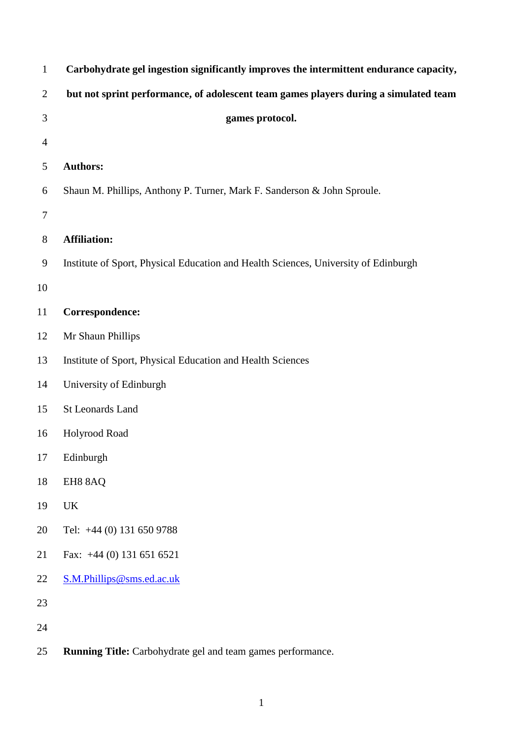# Carbohydrate gel ingestion significantly improves the intermittent endurance capacity, but not sprint performance, of adolescent team games players during a simulated team games protocol.

**Authors:**

Shaun M. Phillips, Anthony P. Turner, Mark F. Sanderson & John Sproule.

**Affiliation:**

Institute of Sport, Physical Education and Health Sciences, University of Edinburgh

**Correspondence:**

Mr Shaun Phillips

Institute of Sport, Physical Education and Health Sciences

University of Edinburgh

St Leonards Land

Holyrood Road

Edinburgh

EH8 8AQ

UK

Tel: +44 (0) 131 650 9788

Fax: +44 (0) 131 651 6521

S.M.Phillips@sms.ed.ac.uk

**Running Title:** Carbohydrate gel and team games performance.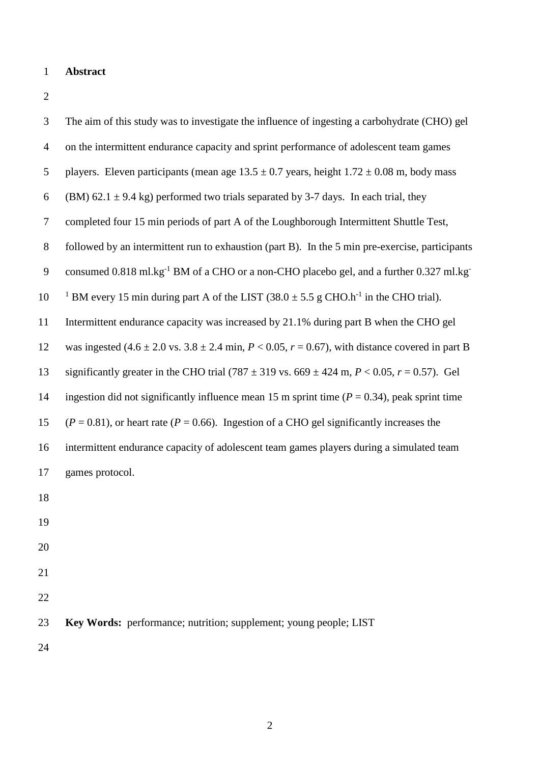# Abstract

The aim of this study was to investigate the influence of ingesting a carbohydrate (CHO) gel on the intermittent endurance capacity and sprint performance of adolescent team games players. Eleven participants (mean age 13.5 ± 0.7 years, height 1.72 ± 0.08 m, body mass (BM) 62.1 ± 9.4 kg) performed two trials separated by 3-7 days. In each trial, they completed four 15 min periods of part A of the Loughborough Intermittent Shuttle Test, followed by an intermittent run to exhaustion (part B). In the 5 min pre-exercise, participants consumed 0.818 $ml.kg^{-1}$ BM of a CHO or a non-CHO placebo gel, and a further 0.327 $ml.kg^{-1}$ BM every 15 min during part A of the LIST (38.0 ± 5.5 g $CHO.h^{-1}$ in the CHO trial). Intermittent endurance capacity was increased by 21.1% during part B when the CHO gel was ingested (4.6 ± 2.0 vs. 3.8 ± 2.4 min, $P < 0.05$, $r = 0.67$), with distance covered in part B significantly greater in the CHO trial (787 ± 319 vs. 669 ± 424 m, $P < 0.05$, $r = 0.57$). Gel ingestion did not significantly influence mean 15 m sprint time ($P = 0.34$), peak sprint time ($P = 0.81$), or heart rate ($P = 0.66$). Ingestion of a CHO gel significantly increases the intermittent endurance capacity of adolescent team games players during a simulated team games protocol.

**Key Words:** performance; nutrition; supplement; young people; LIST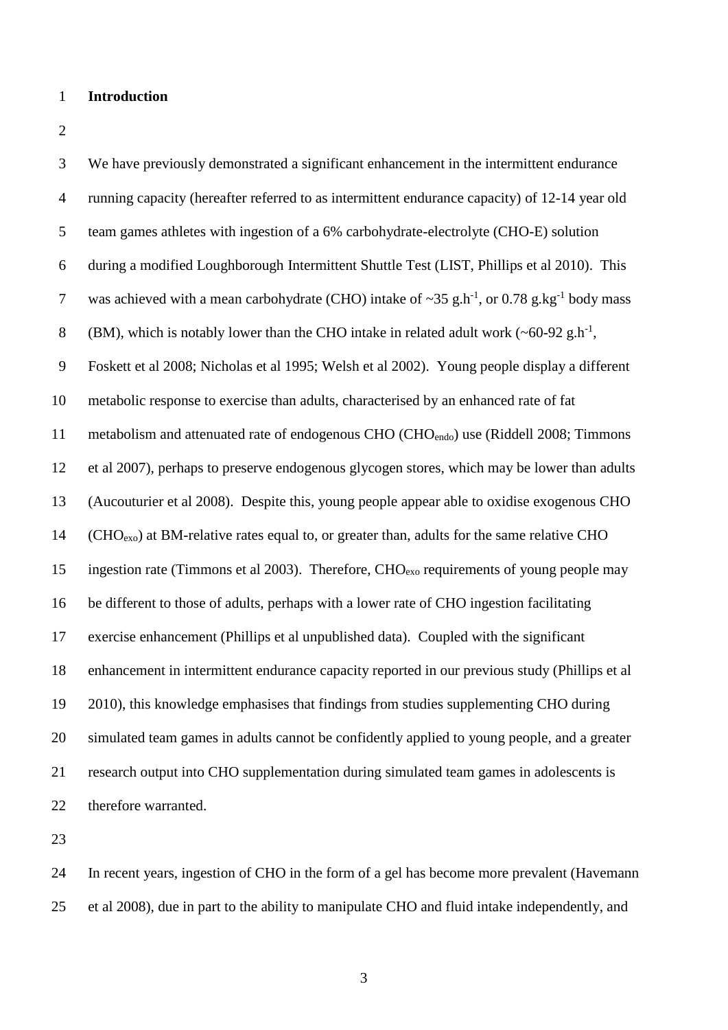## Introduction

We have previously demonstrated a significant enhancement in the intermittent endurance running capacity (hereafter referred to as intermittent endurance capacity) of 12-14 year old team games athletes with ingestion of a 6% carbohydrate-electrolyte (CHO-E) solution during a modified Loughborough Intermittent Shuttle Test (LIST, Phillips et al 2010). This was achieved with a mean carbohydrate (CHO) intake of ~35 $g.h^{-1}$, or 0.78 $g.kg^{-1}$ body mass (BM), which is notably lower than the CHO intake in related adult work (~60-92 $g.h^{-1}$, Foskett et al 2008; Nicholas et al 1995; Welsh et al 2002). Young people display a different metabolic response to exercise than adults, characterised by an enhanced rate of fat metabolism and attenuated rate of endogenous CHO ($CHO_{endo}$) use (Riddell 2008; Timmons et al 2007), perhaps to preserve endogenous glycogen stores, which may be lower than adults (Aucouturier et al 2008). Despite this, young people appear able to oxidise exogenous CHO ($CHO_{exo}$) at BM-relative rates equal to, or greater than, adults for the same relative CHO ingestion rate (Timmons et al 2003). Therefore, $CHO_{exo}$ requirements of young people may be different to those of adults, perhaps with a lower rate of CHO ingestion facilitating exercise enhancement (Phillips et al unpublished data). Coupled with the significant enhancement in intermittent endurance capacity reported in our previous study (Phillips et al 2010), this knowledge emphasises that findings from studies supplementing CHO during simulated team games in adults cannot be confidently applied to young people, and a greater research output into CHO supplementation during simulated team games in adolescents is therefore warranted.

In recent years, ingestion of CHO in the form of a gel has become more prevalent (Havemann et al 2008), due in part to the ability to manipulate CHO and fluid intake independently, and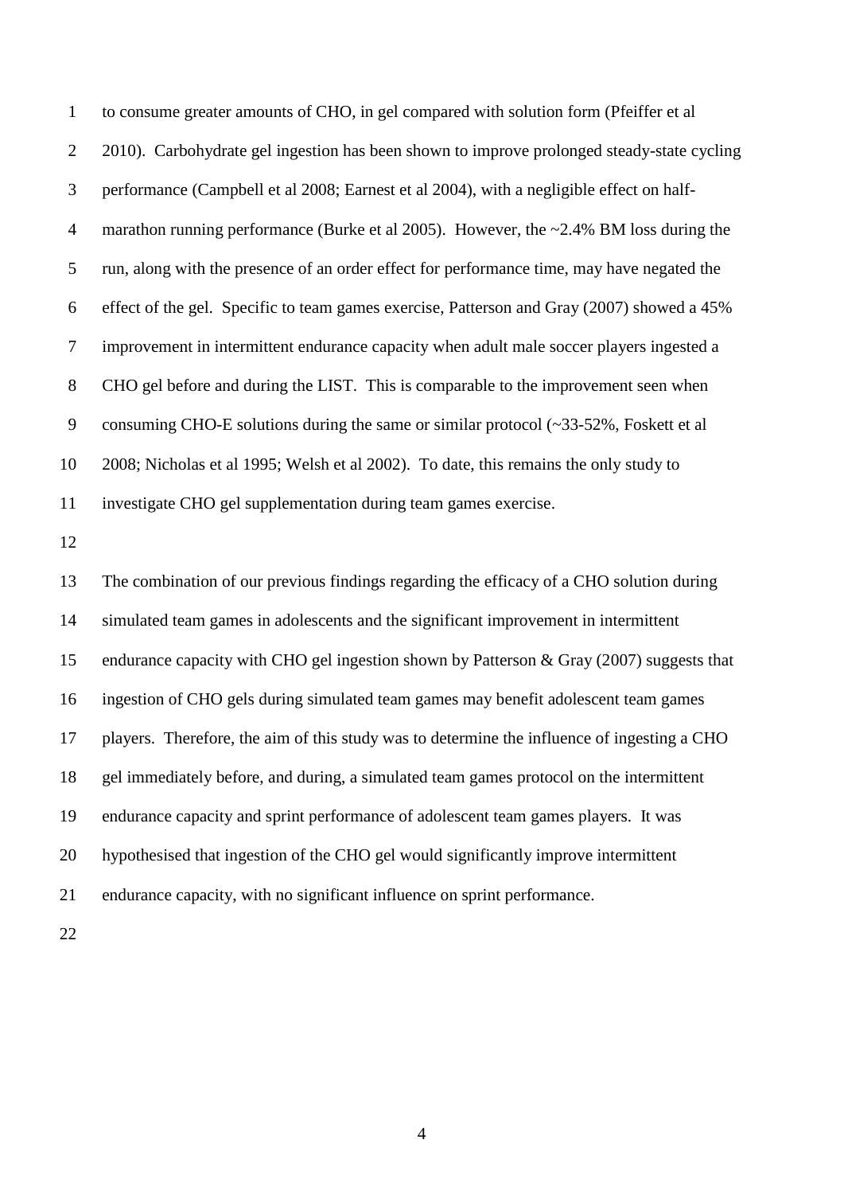to consume greater amounts of CHO, in gel compared with solution form (Pfeiffer et al 2010). Carbohydrate gel ingestion has been shown to improve prolonged steady-state cycling performance (Campbell et al 2008; Earnest et al 2004), with a negligible effect on half-marathon running performance (Burke et al 2005). However, the ~2.4% BM loss during the run, along with the presence of an order effect for performance time, may have negated the effect of the gel. Specific to team games exercise, Patterson and Gray (2007) showed a 45% improvement in intermittent endurance capacity when adult male soccer players ingested a CHO gel before and during the LIST. This is comparable to the improvement seen when consuming CHO-E solutions during the same or similar protocol (~33-52%, Foskett et al 2008; Nicholas et al 1995; Welsh et al 2002). To date, this remains the only study to investigate CHO gel supplementation during team games exercise.

The combination of our previous findings regarding the efficacy of a CHO solution during simulated team games in adolescents and the significant improvement in intermittent endurance capacity with CHO gel ingestion shown by Patterson & Gray (2007) suggests that ingestion of CHO gels during simulated team games may benefit adolescent team games players. Therefore, the aim of this study was to determine the influence of ingesting a CHO gel immediately before, and during, a simulated team games protocol on the intermittent endurance capacity and sprint performance of adolescent team games players. It was hypothesised that ingestion of the CHO gel would significantly improve intermittent endurance capacity, with no significant influence on sprint performance.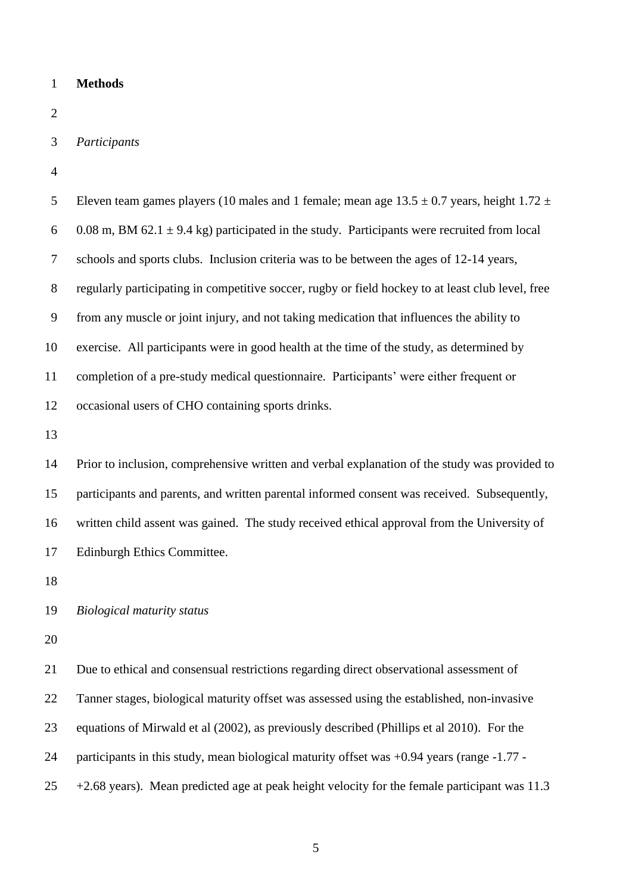## Methods

### *Participants*

Eleven team games players (10 males and 1 female; mean age 13.5 ± 0.7 years, height 1.72 ± 0.08 m, BM 62.1 ± 9.4 kg) participated in the study. Participants were recruited from local schools and sports clubs. Inclusion criteria was to be between the ages of 12-14 years, regularly participating in competitive soccer, rugby or field hockey to at least club level, free from any muscle or joint injury, and not taking medication that influences the ability to exercise. All participants were in good health at the time of the study, as determined by completion of a pre-study medical questionnaire. Participants' were either frequent or occasional users of CHO containing sports drinks.

Prior to inclusion, comprehensive written and verbal explanation of the study was provided to participants and parents, and written parental informed consent was received. Subsequently, written child assent was gained. The study received ethical approval from the University of Edinburgh Ethics Committee.

### *Biological maturity status*

Due to ethical and consensual restrictions regarding direct observational assessment of Tanner stages, biological maturity offset was assessed using the established, non-invasive equations of Mirwald et al (2002), as previously described (Phillips et al 2010). For the participants in this study, mean biological maturity offset was +0.94 years (range -1.77 - +2.68 years). Mean predicted age at peak height velocity for the female participant was 11.3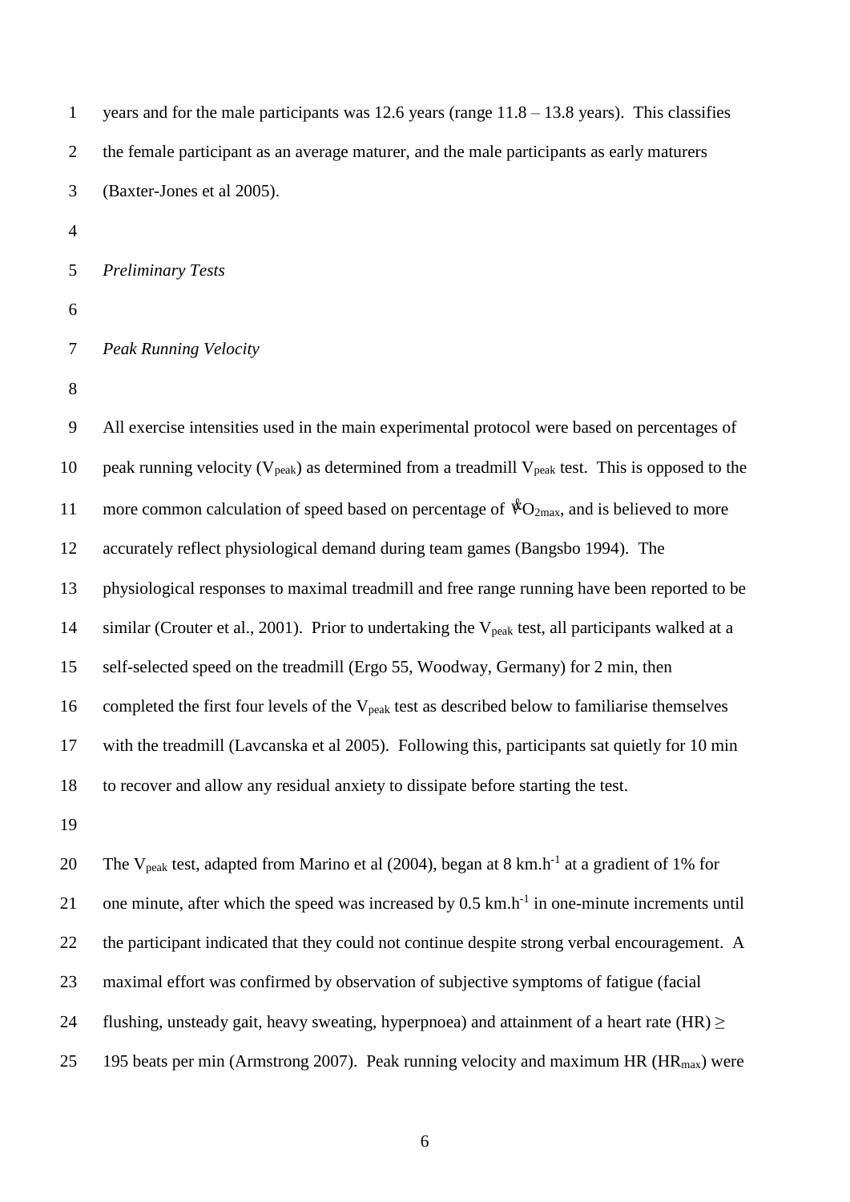years and for the male participants was 12.6 years (range 11.8 – 13.8 years). This classifies the female participant as an average maturer, and the male participants as early maturers (Baxter-Jones et al 2005).

*Preliminary Tests*

*Peak Running Velocity*

All exercise intensities used in the main experimental protocol were based on percentages of peak running velocity ($V_{peak}$) as determined from a treadmill $V_{peak}$ test. This is opposed to the more common calculation of speed based on percentage of $\dot{V}O_{2max}$, and is believed to more accurately reflect physiological demand during team games (Bangsbo 1994). The physiological responses to maximal treadmill and free range running have been reported to be similar (Crouter et al., 2001). Prior to undertaking the $V_{peak}$ test, all participants walked at a self-selected speed on the treadmill (Ergo 55, Woodway, Germany) for 2 min, then completed the first four levels of the $V_{peak}$ test as described below to familiarise themselves with the treadmill (Lavcanska et al 2005). Following this, participants sat quietly for 10 min to recover and allow any residual anxiety to dissipate before starting the test.

The $V_{peak}$ test, adapted from Marino et al (2004), began at 8 $km.h^{-1}$ at a gradient of 1% for one minute, after which the speed was increased by 0.5 $km.h^{-1}$ in one-minute increments until the participant indicated that they could not continue despite strong verbal encouragement. A maximal effort was confirmed by observation of subjective symptoms of fatigue (facial flushing, unsteady gait, heavy sweating, hyperpnoea) and attainment of a heart rate (HR) $\geq$ 195 beats per min (Armstrong 2007). Peak running velocity and maximum HR ($HR_{max}$) were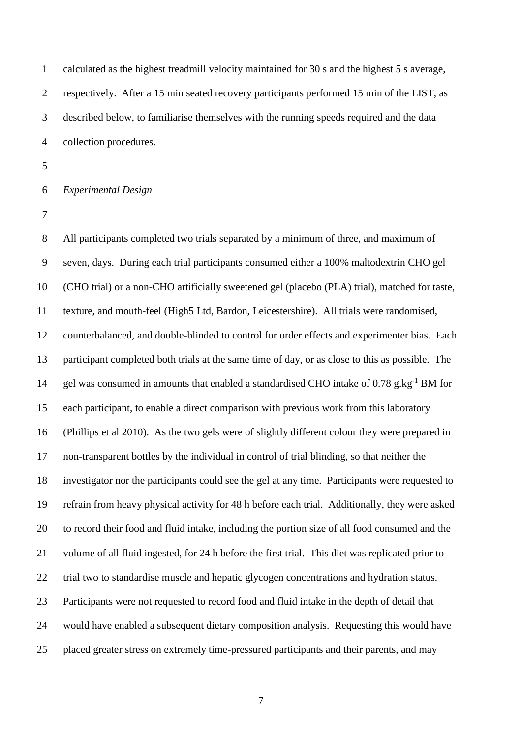calculated as the highest treadmill velocity maintained for 30 s and the highest 5 s average, respectively. After a 15 min seated recovery participants performed 15 min of the LIST, as described below, to familiarise themselves with the running speeds required and the data collection procedures.

*Experimental Design*

All participants completed two trials separated by a minimum of three, and maximum of seven, days. During each trial participants consumed either a 100% maltodextrin CHO gel (CHO trial) or a non-CHO artificially sweetened gel (placebo (PLA) trial), matched for taste, texture, and mouth-feel (High5 Ltd, Bardon, Leicestershire). All trials were randomised, counterbalanced, and double-blinded to control for order effects and experimenter bias. Each participant completed both trials at the same time of day, or as close to this as possible. The gel was consumed in amounts that enabled a standardised CHO intake of 0.78 $g.kg^{-1}$ BM for each participant, to enable a direct comparison with previous work from this laboratory (Phillips et al 2010). As the two gels were of slightly different colour they were prepared in non-transparent bottles by the individual in control of trial blinding, so that neither the investigator nor the participants could see the gel at any time. Participants were requested to refrain from heavy physical activity for 48 h before each trial. Additionally, they were asked to record their food and fluid intake, including the portion size of all food consumed and the volume of all fluid ingested, for 24 h before the first trial. This diet was replicated prior to trial two to standardise muscle and hepatic glycogen concentrations and hydration status. Participants were not requested to record food and fluid intake in the depth of detail that would have enabled a subsequent dietary composition analysis. Requesting this would have placed greater stress on extremely time-pressured participants and their parents, and may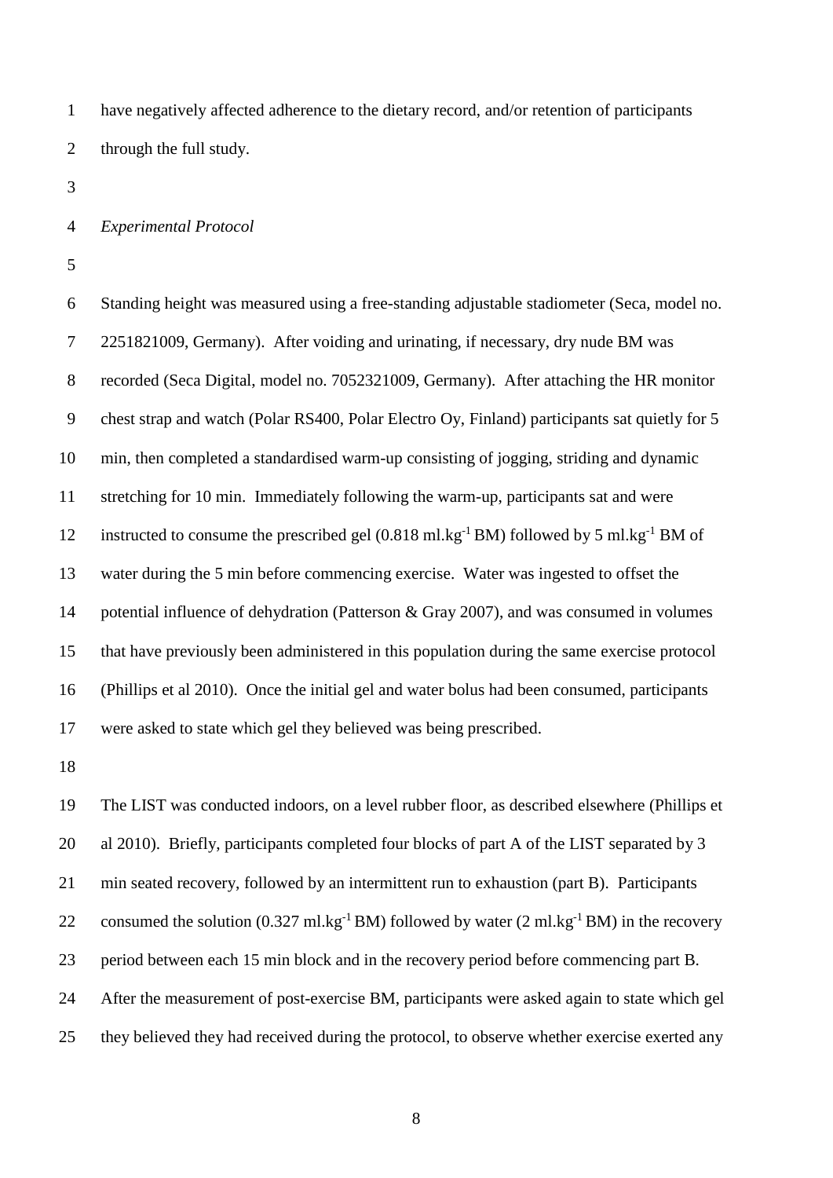have negatively affected adherence to the dietary record, and/or retention of participants through the full study.

*Experimental Protocol*

Standing height was measured using a free-standing adjustable stadiometer (Seca, model no. 2251821009, Germany). After voiding and urinating, if necessary, dry nude BM was recorded (Seca Digital, model no. 7052321009, Germany). After attaching the HR monitor chest strap and watch (Polar RS400, Polar Electro Oy, Finland) participants sat quietly for 5 min, then completed a standardised warm-up consisting of jogging, striding and dynamic stretching for 10 min. Immediately following the warm-up, participants sat and were instructed to consume the prescribed gel (0.818 $ml.kg^{-1}$ BM) followed by 5 $ml.kg^{-1}$ BM of water during the 5 min before commencing exercise. Water was ingested to offset the potential influence of dehydration (Patterson & Gray 2007), and was consumed in volumes that have previously been administered in this population during the same exercise protocol (Phillips et al 2010). Once the initial gel and water bolus had been consumed, participants were asked to state which gel they believed was being prescribed.

The LIST was conducted indoors, on a level rubber floor, as described elsewhere (Phillips et al 2010). Briefly, participants completed four blocks of part A of the LIST separated by 3 min seated recovery, followed by an intermittent run to exhaustion (part B). Participants consumed the solution (0.327 $ml.kg^{-1}$ BM) followed by water (2 $ml.kg^{-1}$ BM) in the recovery period between each 15 min block and in the recovery period before commencing part B. After the measurement of post-exercise BM, participants were asked again to state which gel they believed they had received during the protocol, to observe whether exercise exerted any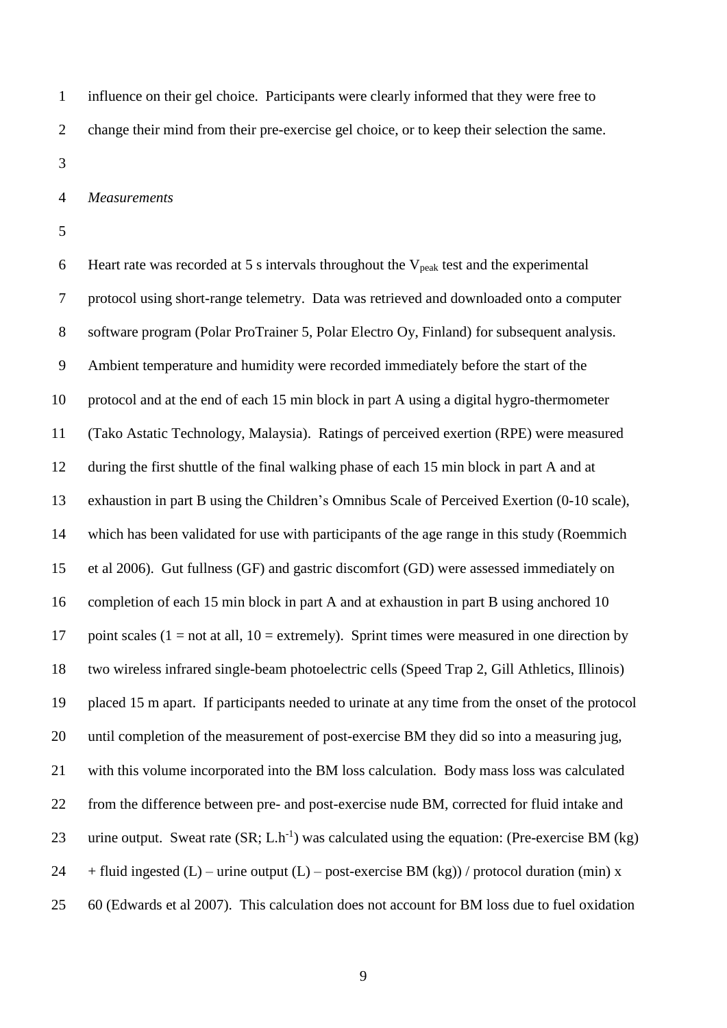influence on their gel choice. Participants were clearly informed that they were free to change their mind from their pre-exercise gel choice, or to keep their selection the same.

*Measurements*

Heart rate was recorded at 5 s intervals throughout the $V_{peak}$ test and the experimental protocol using short-range telemetry. Data was retrieved and downloaded onto a computer software program (Polar ProTrainer 5, Polar Electro Oy, Finland) for subsequent analysis. Ambient temperature and humidity were recorded immediately before the start of the protocol and at the end of each 15 min block in part A using a digital hygro-thermometer (Tako Astatic Technology, Malaysia). Ratings of perceived exertion (RPE) were measured during the first shuttle of the final walking phase of each 15 min block in part A and at exhaustion in part B using the Children's Omnibus Scale of Perceived Exertion (0-10 scale), which has been validated for use with participants of the age range in this study (Roemmich et al 2006). Gut fullness (GF) and gastric discomfort (GD) were assessed immediately on completion of each 15 min block in part A and at exhaustion in part B using anchored 10 point scales (1 = not at all, 10 = extremely). Sprint times were measured in one direction by two wireless infrared single-beam photoelectric cells (Speed Trap 2, Gill Athletics, Illinois) placed 15 m apart. If participants needed to urinate at any time from the onset of the protocol until completion of the measurement of post-exercise BM they did so into a measuring jug, with this volume incorporated into the BM loss calculation. Body mass loss was calculated from the difference between pre- and post-exercise nude BM, corrected for fluid intake and urine output. Sweat rate (SR; $L.h^{-1}$) was calculated using the equation: (Pre-exercise BM (kg) + fluid ingested (L) – urine output (L) – post-exercise BM (kg)) / protocol duration (min) x 60 (Edwards et al 2007). This calculation does not account for BM loss due to fuel oxidation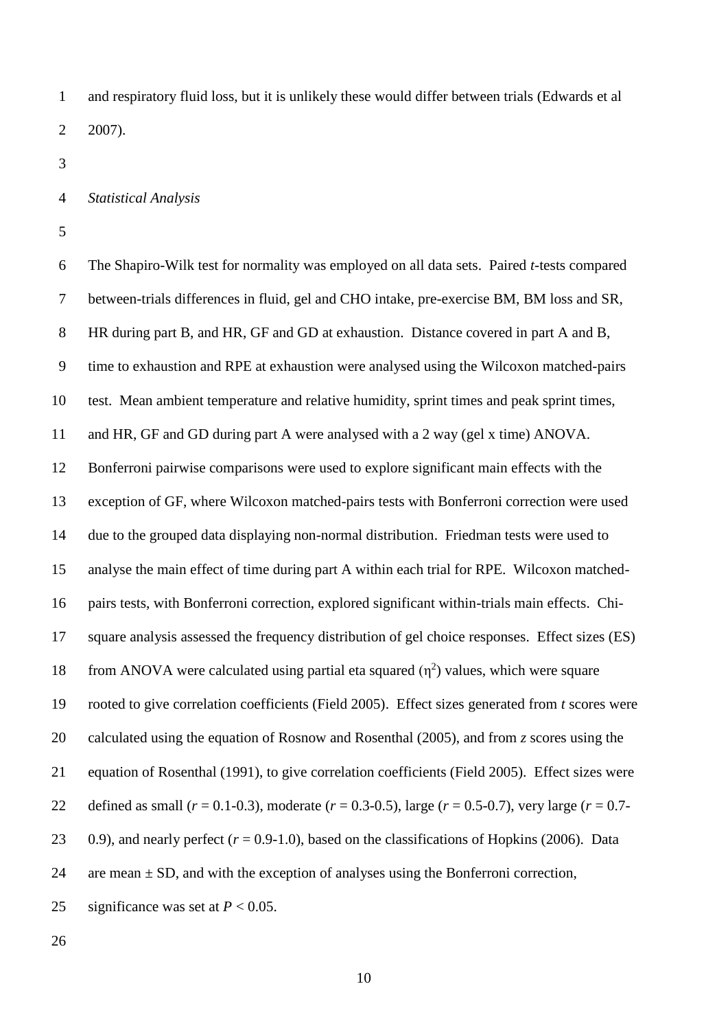and respiratory fluid loss, but it is unlikely these would differ between trials (Edwards et al 2007).

*Statistical Analysis*

The Shapiro-Wilk test for normality was employed on all data sets. Paired *t*-tests compared between-trials differences in fluid, gel and CHO intake, pre-exercise BM, BM loss and SR, HR during part B, and HR, GF and GD at exhaustion. Distance covered in part A and B, time to exhaustion and RPE at exhaustion were analysed using the Wilcoxon matched-pairs test. Mean ambient temperature and relative humidity, sprint times and peak sprint times, and HR, GF and GD during part A were analysed with a 2 way (gel x time) ANOVA. Bonferroni pairwise comparisons were used to explore significant main effects with the exception of GF, where Wilcoxon matched-pairs tests with Bonferroni correction were used due to the grouped data displaying non-normal distribution. Friedman tests were used to analyse the main effect of time during part A within each trial for RPE. Wilcoxon matched-pairs tests, with Bonferroni correction, explored significant within-trials main effects. Chi-square analysis assessed the frequency distribution of gel choice responses. Effect sizes (ES) from ANOVA were calculated using partial eta squared ($\eta^2$) values, which were square rooted to give correlation coefficients (Field 2005). Effect sizes generated from *t* scores were calculated using the equation of Rosnow and Rosenthal (2005), and from *z* scores using the equation of Rosenthal (1991), to give correlation coefficients (Field 2005). Effect sizes were defined as small ($r$ = 0.1-0.3), moderate ($r$ = 0.3-0.5), large ($r$ = 0.5-0.7), very large ($r$ = 0.7-0.9), and nearly perfect ($r$ = 0.9-1.0), based on the classifications of Hopkins (2006). Data are mean ± SD, and with the exception of analyses using the Bonferroni correction, significance was set at $P < 0.05$.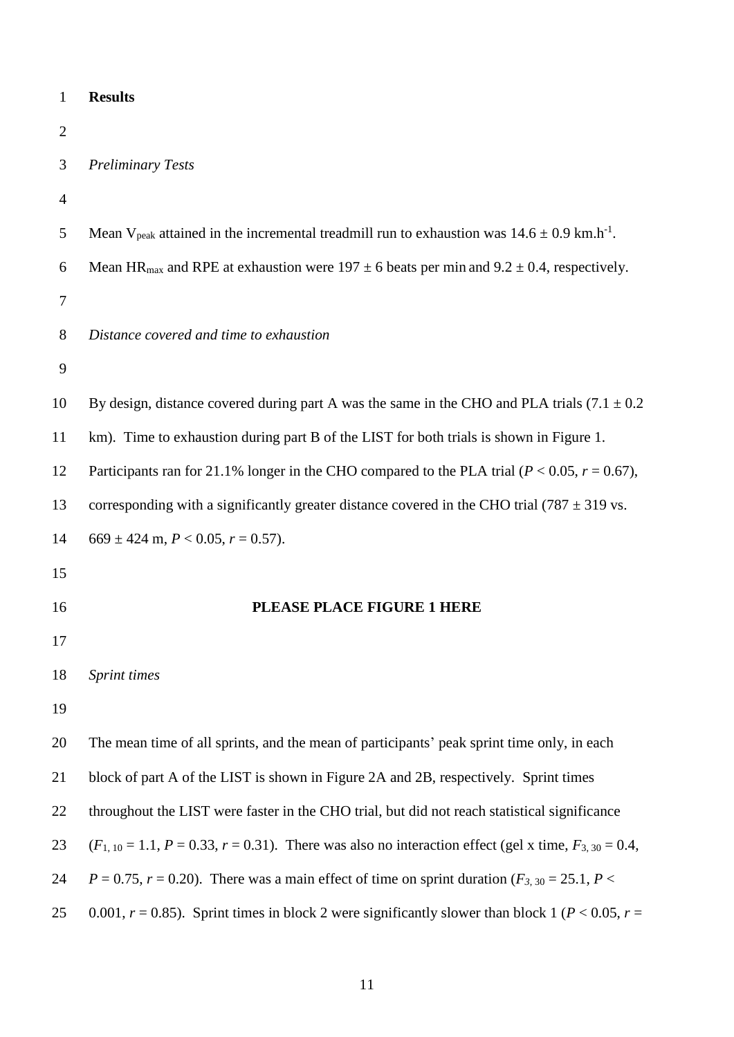## Results

### *Preliminary Tests*

Mean $V_{peak}$ attained in the incremental treadmill run to exhaustion was $14.6 \pm 0.9$ km.h$^{-1}$. Mean $HR_{max}$ and RPE at exhaustion were $197 \pm 6$ beats per min and $9.2 \pm 0.4$, respectively.

### *Distance covered and time to exhaustion*

By design, distance covered during part A was the same in the CHO and PLA trials ($7.1 \pm 0.2$ km). Time to exhaustion during part B of the LIST for both trials is shown in Figure 1. Participants ran for 21.1% longer in the CHO compared to the PLA trial ($P < 0.05$, $r = 0.67$), corresponding with a significantly greater distance covered in the CHO trial ($787 \pm 319$ vs. $669 \pm 424$ m, $P < 0.05$, $r = 0.57$).

**PLEASE PLACE FIGURE 1 HERE**

### *Sprint times*

The mean time of all sprints, and the mean of participants' peak sprint time only, in each block of part A of the LIST is shown in Figure 2A and 2B, respectively. Sprint times throughout the LIST were faster in the CHO trial, but did not reach statistical significance ($F_{1, 10} = 1.1$, $P = 0.33$, $r = 0.31$). There was also no interaction effect (gel x time, $F_{3, 30} = 0.4$, $P = 0.75$, $r = 0.20$). There was a main effect of time on sprint duration ($F_{3, 30} = 25.1$, $P < 0.001$, $r = 0.85$). Sprint times in block 2 were significantly slower than block 1 ($P < 0.05$, $r =$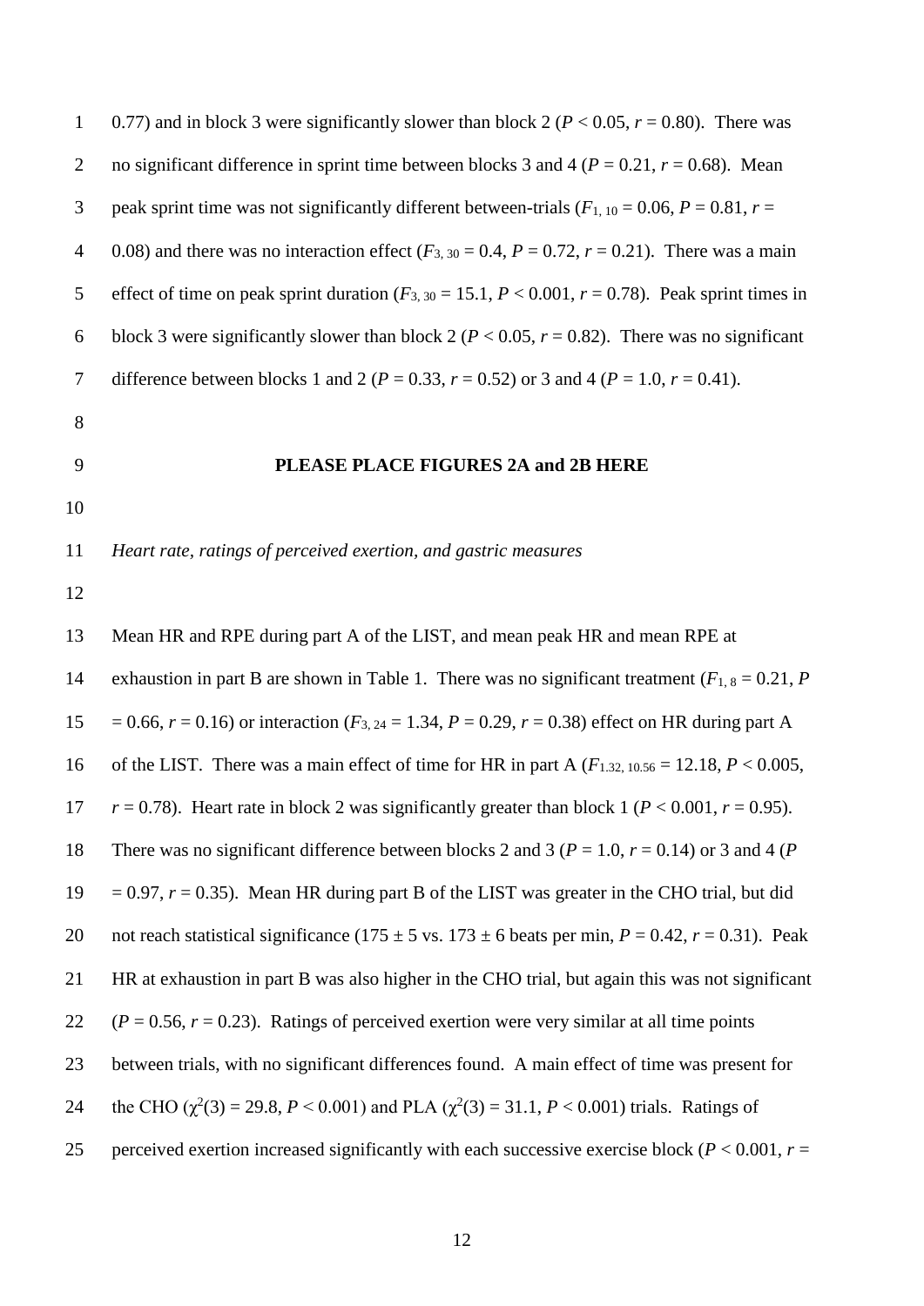0.77) and in block 3 were significantly slower than block 2 ($P < 0.05$, $r = 0.80$). There was no significant difference in sprint time between blocks 3 and 4 ($P = 0.21$, $r = 0.68$). Mean peak sprint time was not significantly different between-trials ($F_{1, 10} = 0.06$, $P = 0.81$, $r = 0.08$) and there was no interaction effect ($F_{3, 30} = 0.4$, $P = 0.72$, $r = 0.21$). There was a main effect of time on peak sprint duration ($F_{3, 30} = 15.1$, $P < 0.001$, $r = 0.78$). Peak sprint times in block 3 were significantly slower than block 2 ($P < 0.05$, $r = 0.82$). There was no significant difference between blocks 1 and 2 ($P = 0.33$, $r = 0.52$) or 3 and 4 ($P = 1.0$, $r = 0.41$).

**PLEASE PLACE FIGURES 2A and 2B HERE**

*Heart rate, ratings of perceived exertion, and gastric measures*

Mean HR and RPE during part A of the LIST, and mean peak HR and mean RPE at exhaustion in part B are shown in Table 1. There was no significant treatment ($F_{1, 8} = 0.21$, $P = 0.66$, $r = 0.16$) or interaction ($F_{3, 24} = 1.34$, $P = 0.29$, $r = 0.38$) effect on HR during part A of the LIST. There was a main effect of time for HR in part A ($F_{1.32, 10.56} = 12.18$, $P < 0.005$, $r = 0.78$). Heart rate in block 2 was significantly greater than block 1 ($P < 0.001$, $r = 0.95$). There was no significant difference between blocks 2 and 3 ($P = 1.0$, $r = 0.14$) or 3 and 4 ($P = 0.97$, $r = 0.35$). Mean HR during part B of the LIST was greater in the CHO trial, but did not reach statistical significance ($175 \pm 5$ vs. $173 \pm 6$ beats per min, $P = 0.42$, $r = 0.31$). Peak HR at exhaustion in part B was also higher in the CHO trial, but again this was not significant ($P = 0.56$, $r = 0.23$). Ratings of perceived exertion were very similar at all time points between trials, with no significant differences found. A main effect of time was present for the CHO ($\chi^2(3) = 29.8$, $P < 0.001$) and PLA ($\chi^2(3) = 31.1$, $P < 0.001$) trials. Ratings of perceived exertion increased significantly with each successive exercise block ($P < 0.001$, $r =$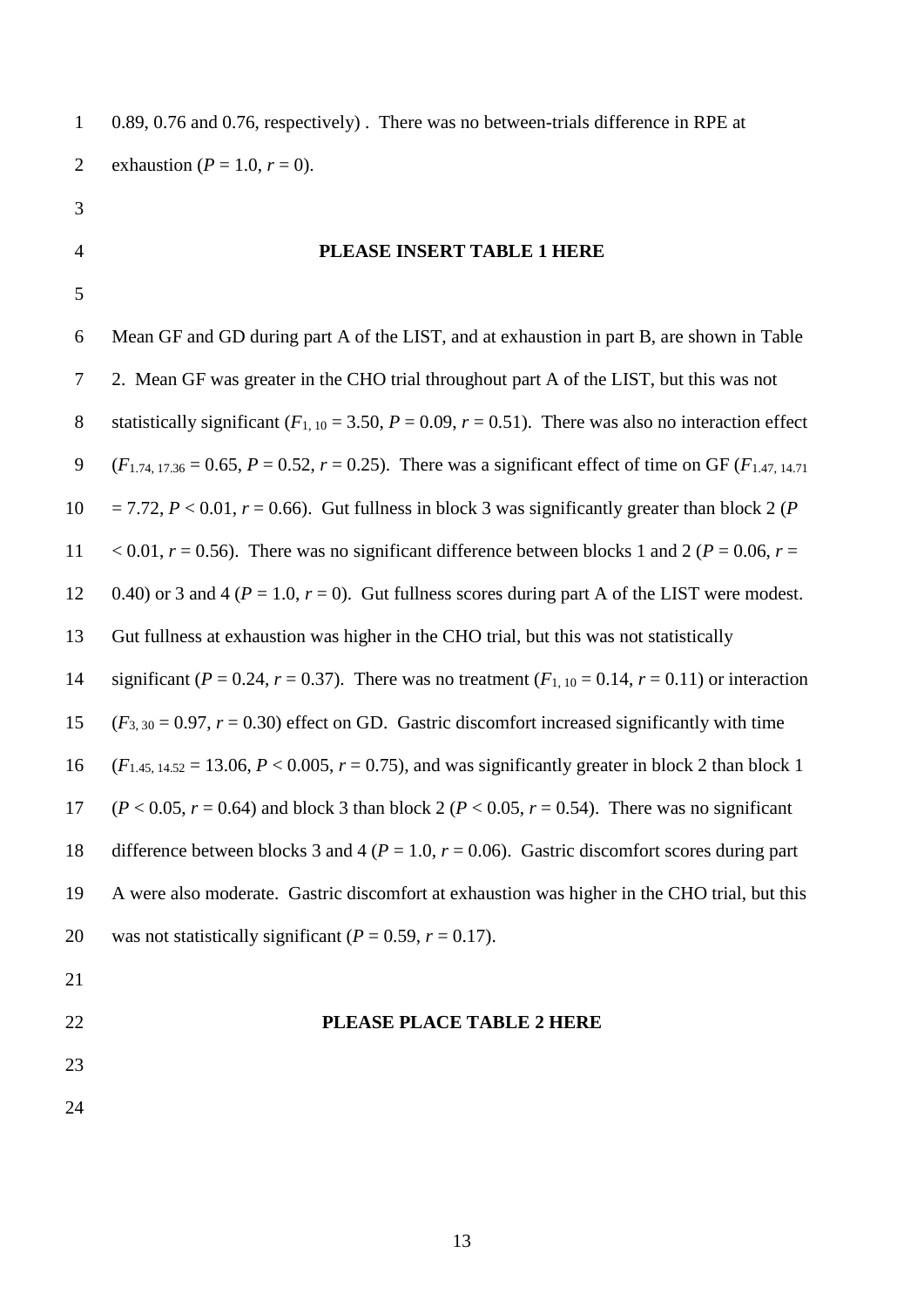0.89, 0.76 and 0.76, respectively) . There was no between-trials difference in RPE at exhaustion ($P = 1.0$, $r = 0$).

**PLEASE INSERT TABLE 1 HERE**

Mean GF and GD during part A of the LIST, and at exhaustion in part B, are shown in Table 2. Mean GF was greater in the CHO trial throughout part A of the LIST, but this was not statistically significant ($F_{1, 10} = 3.50$, $P = 0.09$, $r = 0.51$). There was also no interaction effect ($F_{1.74, 17.36} = 0.65$, $P = 0.52$, $r = 0.25$). There was a significant effect of time on GF ($F_{1.47, 14.71} = 7.72$, $P < 0.01$, $r = 0.66$). Gut fullness in block 3 was significantly greater than block 2 ($P < 0.01$, $r = 0.56$). There was no significant difference between blocks 1 and 2 ($P = 0.06$, $r = 0.40$) or 3 and 4 ($P = 1.0$, $r = 0$). Gut fullness scores during part A of the LIST were modest. Gut fullness at exhaustion was higher in the CHO trial, but this was not statistically significant ($P = 0.24$, $r = 0.37$). There was no treatment ($F_{1, 10} = 0.14$, $r = 0.11$) or interaction ($F_{3, 30} = 0.97$, $r = 0.30$) effect on GD. Gastric discomfort increased significantly with time ($F_{1.45, 14.52} = 13.06$, $P < 0.005$, $r = 0.75$), and was significantly greater in block 2 than block 1 ($P < 0.05$, $r = 0.64$) and block 3 than block 2 ($P < 0.05$, $r = 0.54$). There was no significant difference between blocks 3 and 4 ($P = 1.0$, $r = 0.06$). Gastric discomfort scores during part A were also moderate. Gastric discomfort at exhaustion was higher in the CHO trial, but this was not statistically significant ($P = 0.59$, $r = 0.17$).

**PLEASE PLACE TABLE 2 HERE**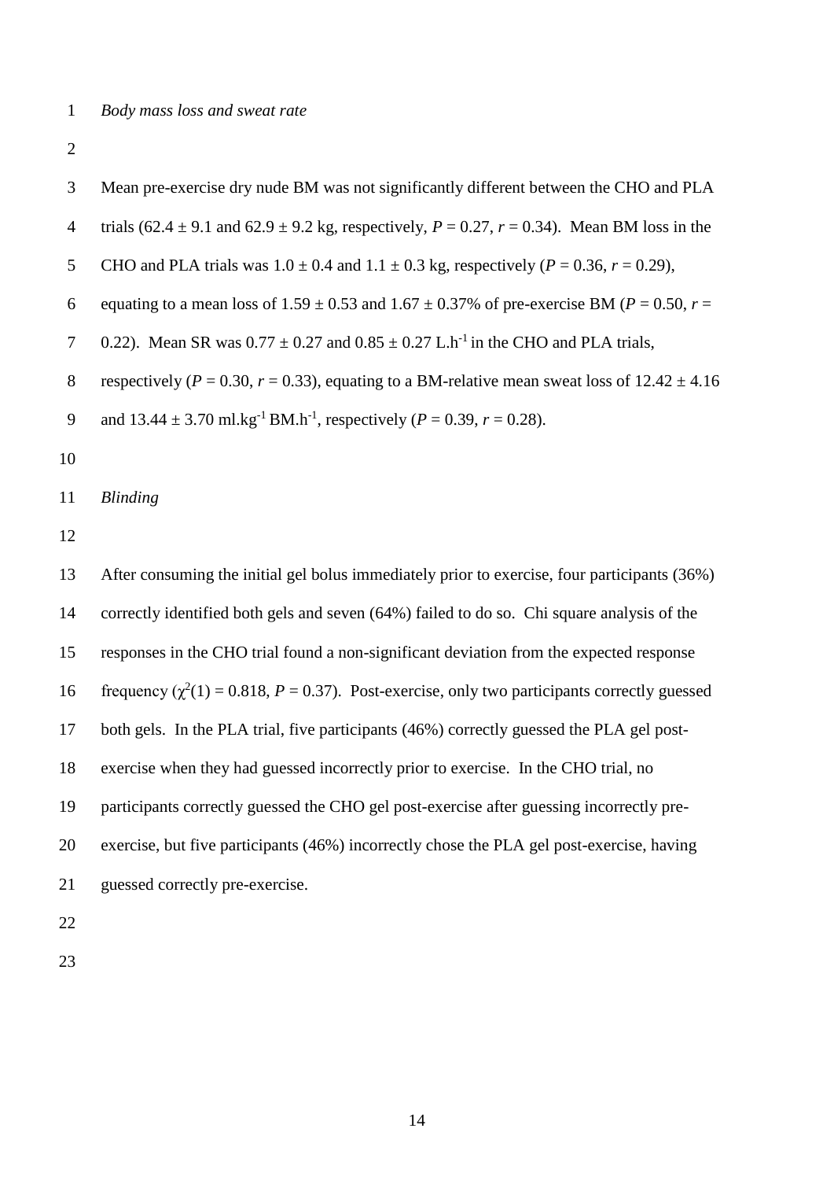*Body mass loss and sweat rate*

Mean pre-exercise dry nude BM was not significantly different between the CHO and PLA trials (62.4 ± 9.1 and 62.9 ± 9.2 kg, respectively, $P = 0.27$, $r = 0.34$). Mean BM loss in the CHO and PLA trials was 1.0 ± 0.4 and 1.1 ± 0.3 kg, respectively ($P = 0.36$, $r = 0.29$), equating to a mean loss of 1.59 ± 0.53 and 1.67 ± 0.37% of pre-exercise BM ($P = 0.50$, $r = 0.22$). Mean SR was 0.77 ± 0.27 and 0.85 ± 0.27 L.h$^{-1}$ in the CHO and PLA trials, respectively ($P = 0.30$, $r = 0.33$), equating to a BM-relative mean sweat loss of 12.42 ± 4.16 and 13.44 ± 3.70 ml.kg$^{-1}$ BM.h$^{-1}$, respectively ($P = 0.39$, $r = 0.28$).

*Blinding*

After consuming the initial gel bolus immediately prior to exercise, four participants (36%) correctly identified both gels and seven (64%) failed to do so. Chi square analysis of the responses in the CHO trial found a non-significant deviation from the expected response frequency ($\chi^2(1) = 0.818$, $P = 0.37$). Post-exercise, only two participants correctly guessed both gels. In the PLA trial, five participants (46%) correctly guessed the PLA gel post-exercise when they had guessed incorrectly prior to exercise. In the CHO trial, no participants correctly guessed the CHO gel post-exercise after guessing incorrectly pre-exercise, but five participants (46%) incorrectly chose the PLA gel post-exercise, having guessed correctly pre-exercise.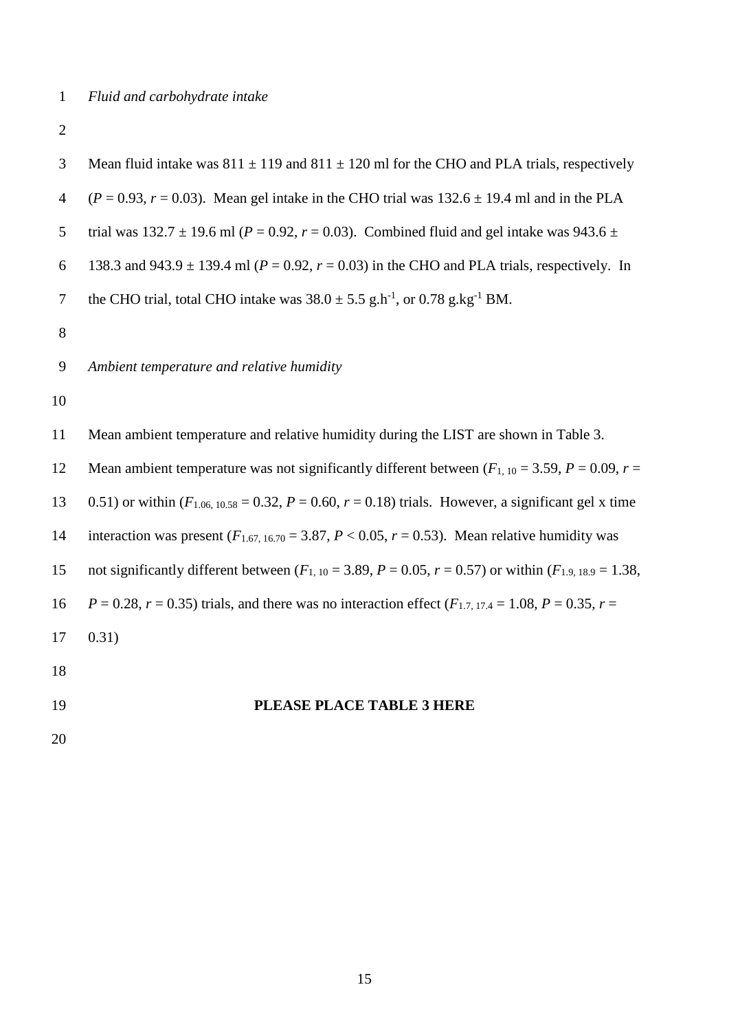*Fluid and carbohydrate intake*

Mean fluid intake was 811 ± 119 and 811 ± 120 ml for the CHO and PLA trials, respectively ($P = 0.93$, $r = 0.03$). Mean gel intake in the CHO trial was 132.6 ± 19.4 ml and in the PLA trial was 132.7 ± 19.6 ml ($P = 0.92$, $r = 0.03$). Combined fluid and gel intake was 943.6 ± 138.3 and 943.9 ± 139.4 ml ($P = 0.92$, $r = 0.03$) in the CHO and PLA trials, respectively. In the CHO trial, total CHO intake was 38.0 ± 5.5 $g.h^{-1}$, or 0.78 $g.kg^{-1}$ BM.

*Ambient temperature and relative humidity*

Mean ambient temperature and relative humidity during the LIST are shown in Table 3. Mean ambient temperature was not significantly different between ($F_{1, 10} = 3.59$, $P = 0.09$, $r = 0.51$) or within ($F_{1.06, 10.58} = 0.32$, $P = 0.60$, $r = 0.18$) trials. However, a significant gel x time interaction was present ($F_{1.67, 16.70} = 3.87$, $P < 0.05$, $r = 0.53$). Mean relative humidity was not significantly different between ($F_{1, 10} = 3.89$, $P = 0.05$, $r = 0.57$) or within ($F_{1.9, 18.9} = 1.38$, $P = 0.28$, $r = 0.35$) trials, and there was no interaction effect ($F_{1.7, 17.4} = 1.08$, $P = 0.35$, $r = 0.31$)

**PLEASE PLACE TABLE 3 HERE**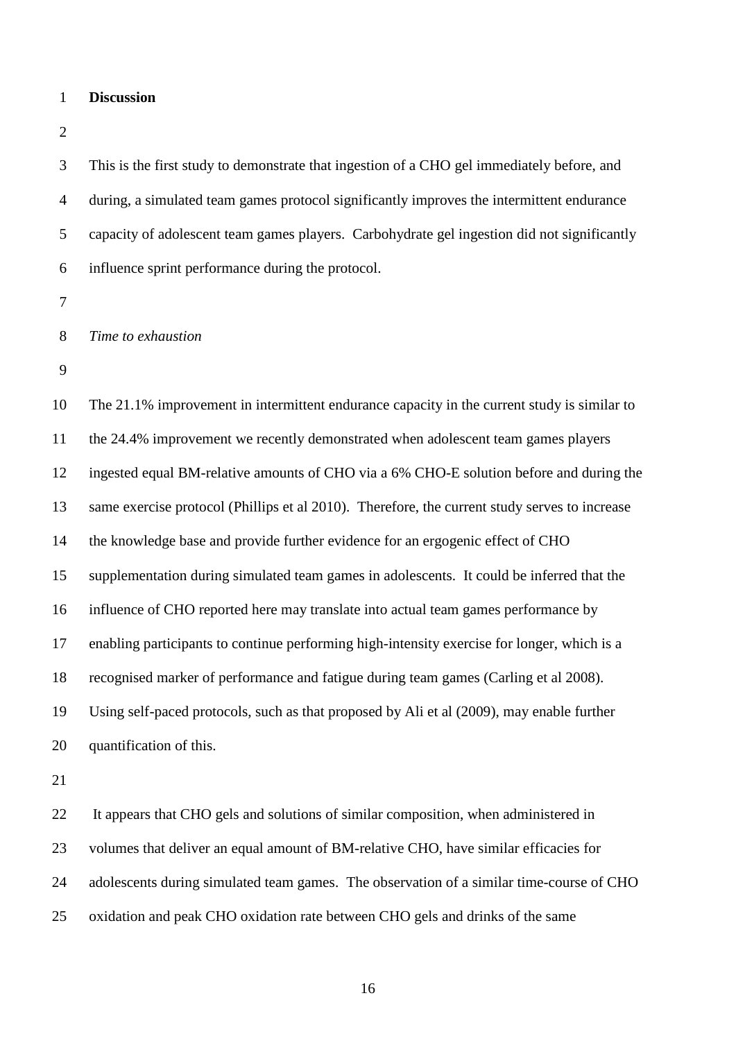## Discussion

This is the first study to demonstrate that ingestion of a CHO gel immediately before, and during, a simulated team games protocol significantly improves the intermittent endurance capacity of adolescent team games players. Carbohydrate gel ingestion did not significantly influence sprint performance during the protocol.

### *Time to exhaustion*

The 21.1% improvement in intermittent endurance capacity in the current study is similar to the 24.4% improvement we recently demonstrated when adolescent team games players ingested equal BM-relative amounts of CHO via a 6% CHO-E solution before and during the same exercise protocol (Phillips et al 2010). Therefore, the current study serves to increase the knowledge base and provide further evidence for an ergogenic effect of CHO supplementation during simulated team games in adolescents. It could be inferred that the influence of CHO reported here may translate into actual team games performance by enabling participants to continue performing high-intensity exercise for longer, which is a recognised marker of performance and fatigue during team games (Carling et al 2008). Using self-paced protocols, such as that proposed by Ali et al (2009), may enable further quantification of this.

It appears that CHO gels and solutions of similar composition, when administered in volumes that deliver an equal amount of BM-relative CHO, have similar efficacies for adolescents during simulated team games. The observation of a similar time-course of CHO oxidation and peak CHO oxidation rate between CHO gels and drinks of the same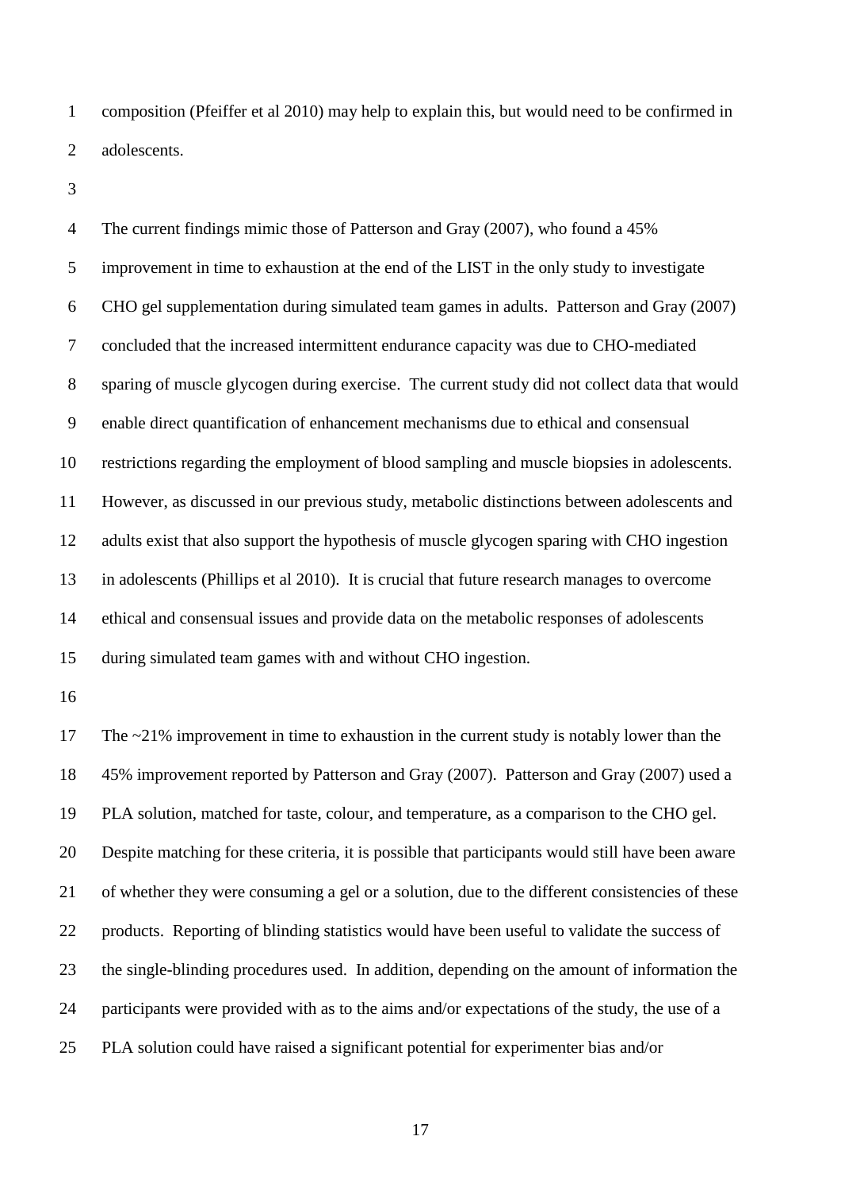composition (Pfeiffer et al 2010) may help to explain this, but would need to be confirmed in adolescents.

The current findings mimic those of Patterson and Gray (2007), who found a 45% improvement in time to exhaustion at the end of the LIST in the only study to investigate CHO gel supplementation during simulated team games in adults. Patterson and Gray (2007) concluded that the increased intermittent endurance capacity was due to CHO-mediated sparing of muscle glycogen during exercise. The current study did not collect data that would enable direct quantification of enhancement mechanisms due to ethical and consensual restrictions regarding the employment of blood sampling and muscle biopsies in adolescents. However, as discussed in our previous study, metabolic distinctions between adolescents and adults exist that also support the hypothesis of muscle glycogen sparing with CHO ingestion in adolescents (Phillips et al 2010). It is crucial that future research manages to overcome ethical and consensual issues and provide data on the metabolic responses of adolescents during simulated team games with and without CHO ingestion.

The ~21% improvement in time to exhaustion in the current study is notably lower than the 45% improvement reported by Patterson and Gray (2007). Patterson and Gray (2007) used a PLA solution, matched for taste, colour, and temperature, as a comparison to the CHO gel. Despite matching for these criteria, it is possible that participants would still have been aware of whether they were consuming a gel or a solution, due to the different consistencies of these products. Reporting of blinding statistics would have been useful to validate the success of the single-blinding procedures used. In addition, depending on the amount of information the participants were provided with as to the aims and/or expectations of the study, the use of a PLA solution could have raised a significant potential for experimenter bias and/or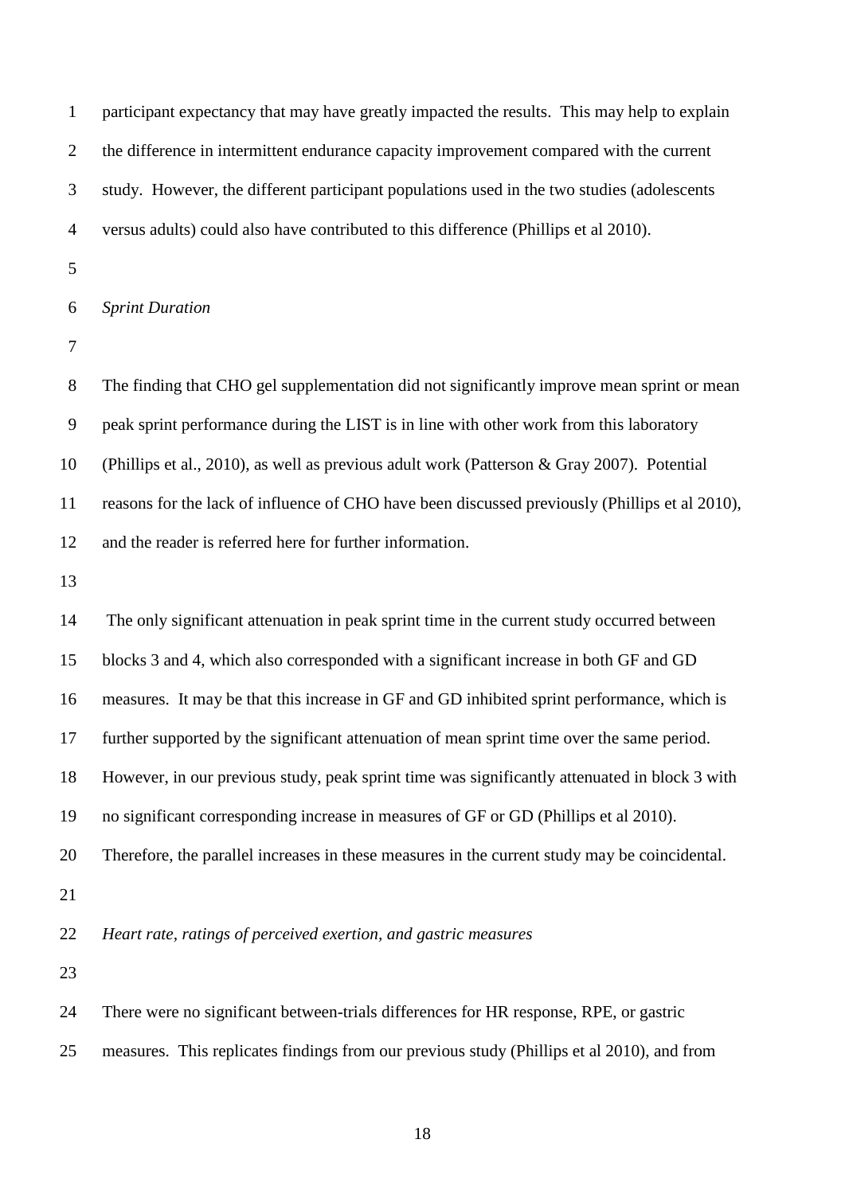participant expectancy that may have greatly impacted the results. This may help to explain the difference in intermittent endurance capacity improvement compared with the current study. However, the different participant populations used in the two studies (adolescents versus adults) could also have contributed to this difference (Phillips et al 2010).

*Sprint Duration*

The finding that CHO gel supplementation did not significantly improve mean sprint or mean peak sprint performance during the LIST is in line with other work from this laboratory (Phillips et al., 2010), as well as previous adult work (Patterson & Gray 2007). Potential reasons for the lack of influence of CHO have been discussed previously (Phillips et al 2010), and the reader is referred here for further information.

The only significant attenuation in peak sprint time in the current study occurred between blocks 3 and 4, which also corresponded with a significant increase in both GF and GD measures. It may be that this increase in GF and GD inhibited sprint performance, which is further supported by the significant attenuation of mean sprint time over the same period. However, in our previous study, peak sprint time was significantly attenuated in block 3 with no significant corresponding increase in measures of GF or GD (Phillips et al 2010). Therefore, the parallel increases in these measures in the current study may be coincidental.

*Heart rate, ratings of perceived exertion, and gastric measures*

There were no significant between-trials differences for HR response, RPE, or gastric measures. This replicates findings from our previous study (Phillips et al 2010), and from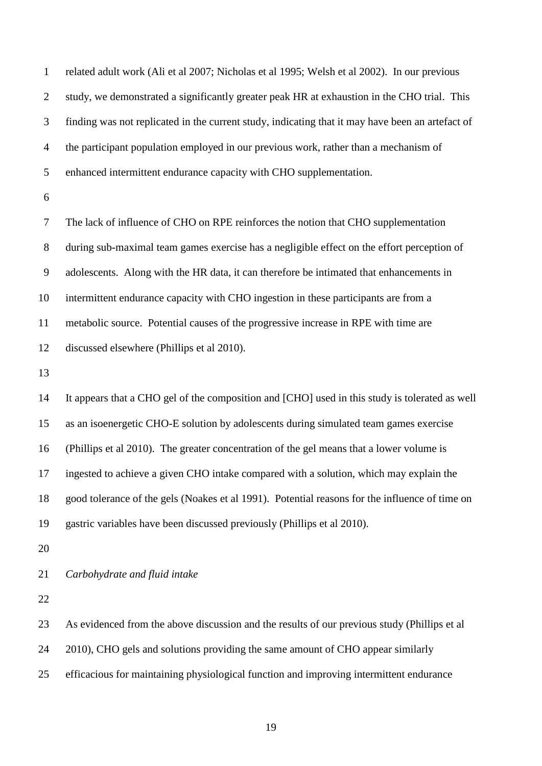related adult work (Ali et al 2007; Nicholas et al 1995; Welsh et al 2002). In our previous study, we demonstrated a significantly greater peak HR at exhaustion in the CHO trial. This finding was not replicated in the current study, indicating that it may have been an artefact of the participant population employed in our previous work, rather than a mechanism of enhanced intermittent endurance capacity with CHO supplementation.

The lack of influence of CHO on RPE reinforces the notion that CHO supplementation during sub-maximal team games exercise has a negligible effect on the effort perception of adolescents. Along with the HR data, it can therefore be intimated that enhancements in intermittent endurance capacity with CHO ingestion in these participants are from a metabolic source. Potential causes of the progressive increase in RPE with time are discussed elsewhere (Phillips et al 2010).

It appears that a CHO gel of the composition and [CHO] used in this study is tolerated as well as an isoenergetic CHO-E solution by adolescents during simulated team games exercise (Phillips et al 2010). The greater concentration of the gel means that a lower volume is ingested to achieve a given CHO intake compared with a solution, which may explain the good tolerance of the gels (Noakes et al 1991). Potential reasons for the influence of time on gastric variables have been discussed previously (Phillips et al 2010).

*Carbohydrate and fluid intake*

As evidenced from the above discussion and the results of our previous study (Phillips et al 2010), CHO gels and solutions providing the same amount of CHO appear similarly efficacious for maintaining physiological function and improving intermittent endurance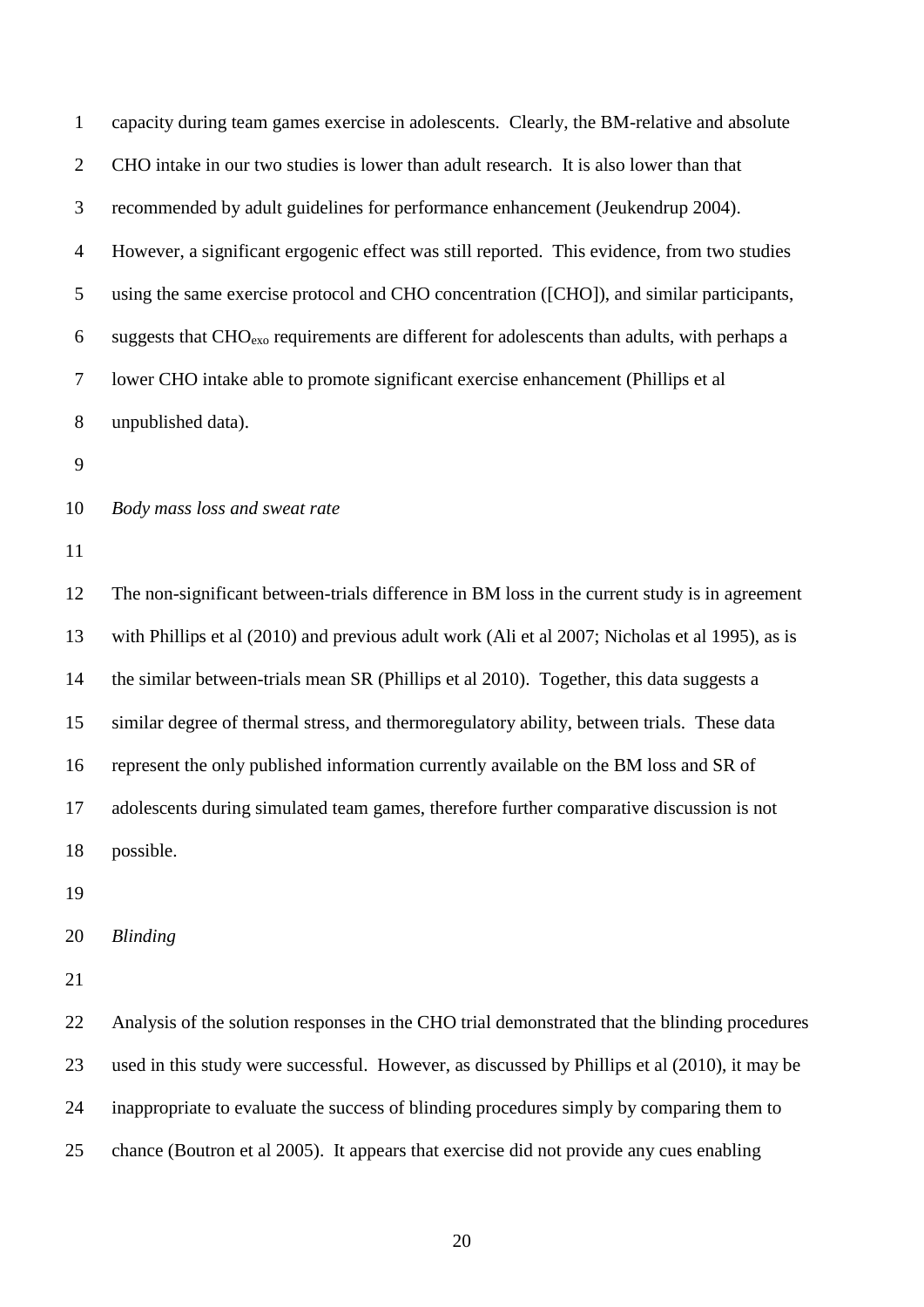capacity during team games exercise in adolescents. Clearly, the BM-relative and absolute CHO intake in our two studies is lower than adult research. It is also lower than that recommended by adult guidelines for performance enhancement (Jeukendrup 2004). However, a significant ergogenic effect was still reported. This evidence, from two studies using the same exercise protocol and CHO concentration ([CHO]), and similar participants, suggests that $CHO_{exo}$ requirements are different for adolescents than adults, with perhaps a lower CHO intake able to promote significant exercise enhancement (Phillips et al unpublished data).

*Body mass loss and sweat rate*

The non-significant between-trials difference in BM loss in the current study is in agreement with Phillips et al (2010) and previous adult work (Ali et al 2007; Nicholas et al 1995), as is the similar between-trials mean SR (Phillips et al 2010). Together, this data suggests a similar degree of thermal stress, and thermoregulatory ability, between trials. These data represent the only published information currently available on the BM loss and SR of adolescents during simulated team games, therefore further comparative discussion is not possible.

*Blinding*

Analysis of the solution responses in the CHO trial demonstrated that the blinding procedures used in this study were successful. However, as discussed by Phillips et al (2010), it may be inappropriate to evaluate the success of blinding procedures simply by comparing them to chance (Boutron et al 2005). It appears that exercise did not provide any cues enabling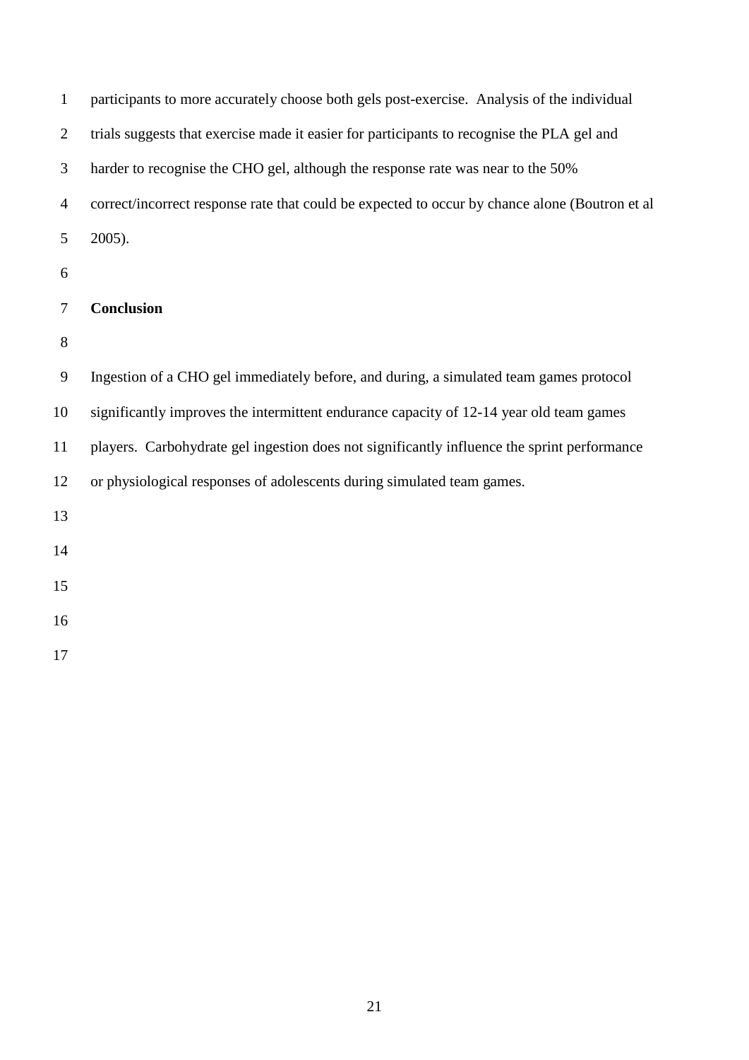participants to more accurately choose both gels post-exercise. Analysis of the individual trials suggests that exercise made it easier for participants to recognise the PLA gel and harder to recognise the CHO gel, although the response rate was near to the 50% correct/incorrect response rate that could be expected to occur by chance alone (Boutron et al 2005).

## Conclusion

Ingestion of a CHO gel immediately before, and during, a simulated team games protocol significantly improves the intermittent endurance capacity of 12-14 year old team games players. Carbohydrate gel ingestion does not significantly influence the sprint performance or physiological responses of adolescents during simulated team games.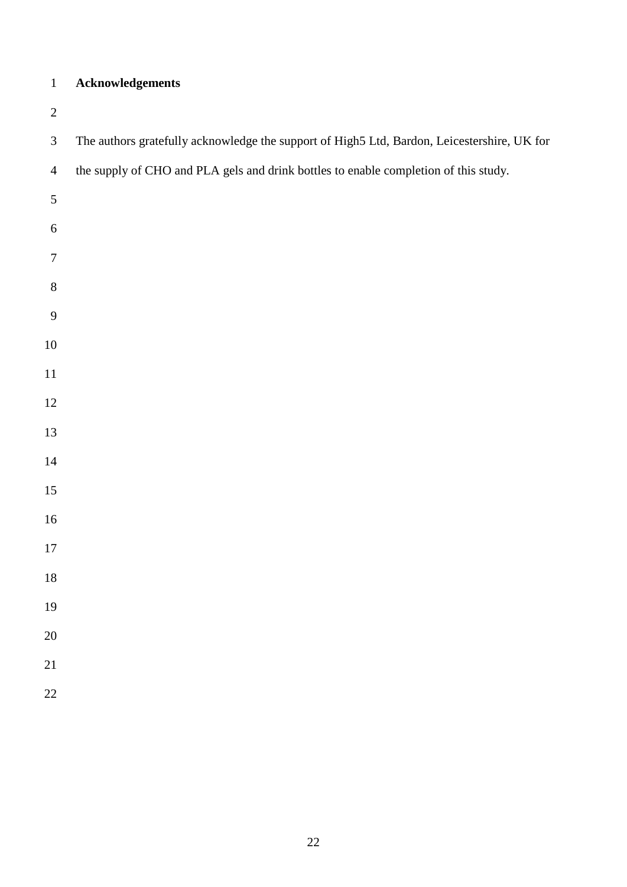## Acknowledgements

The authors gratefully acknowledge the support of High5 Ltd, Bardon, Leicestershire, UK for the supply of CHO and PLA gels and drink bottles to enable completion of this study.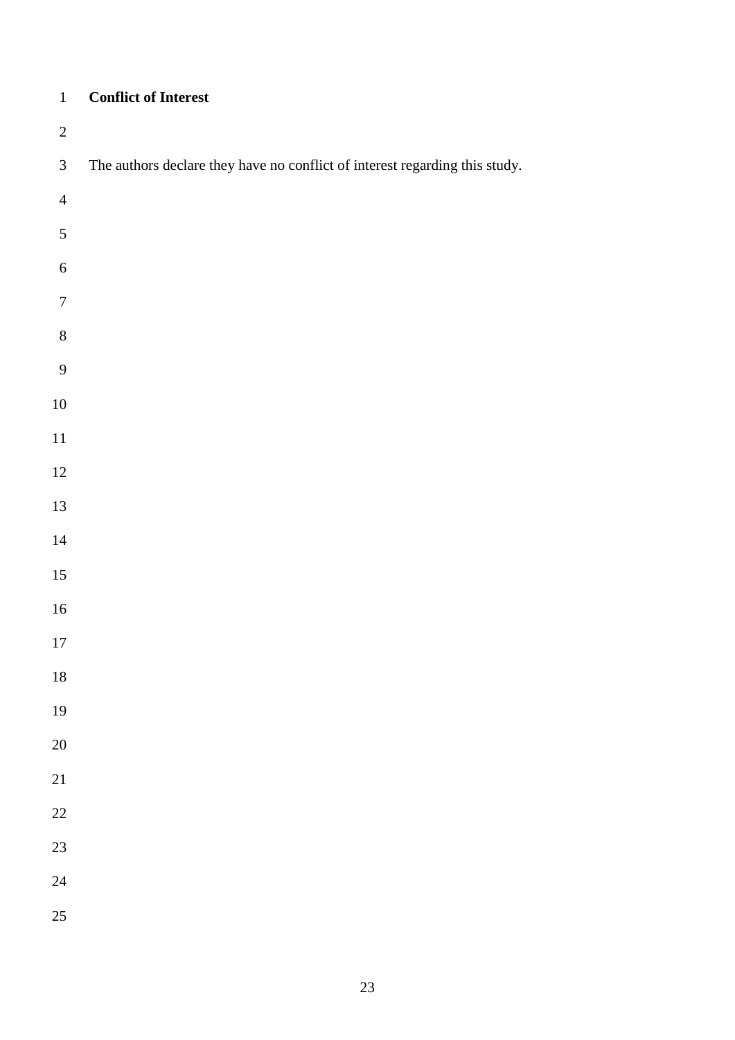## Conflict of Interest

The authors declare they have no conflict of interest regarding this study.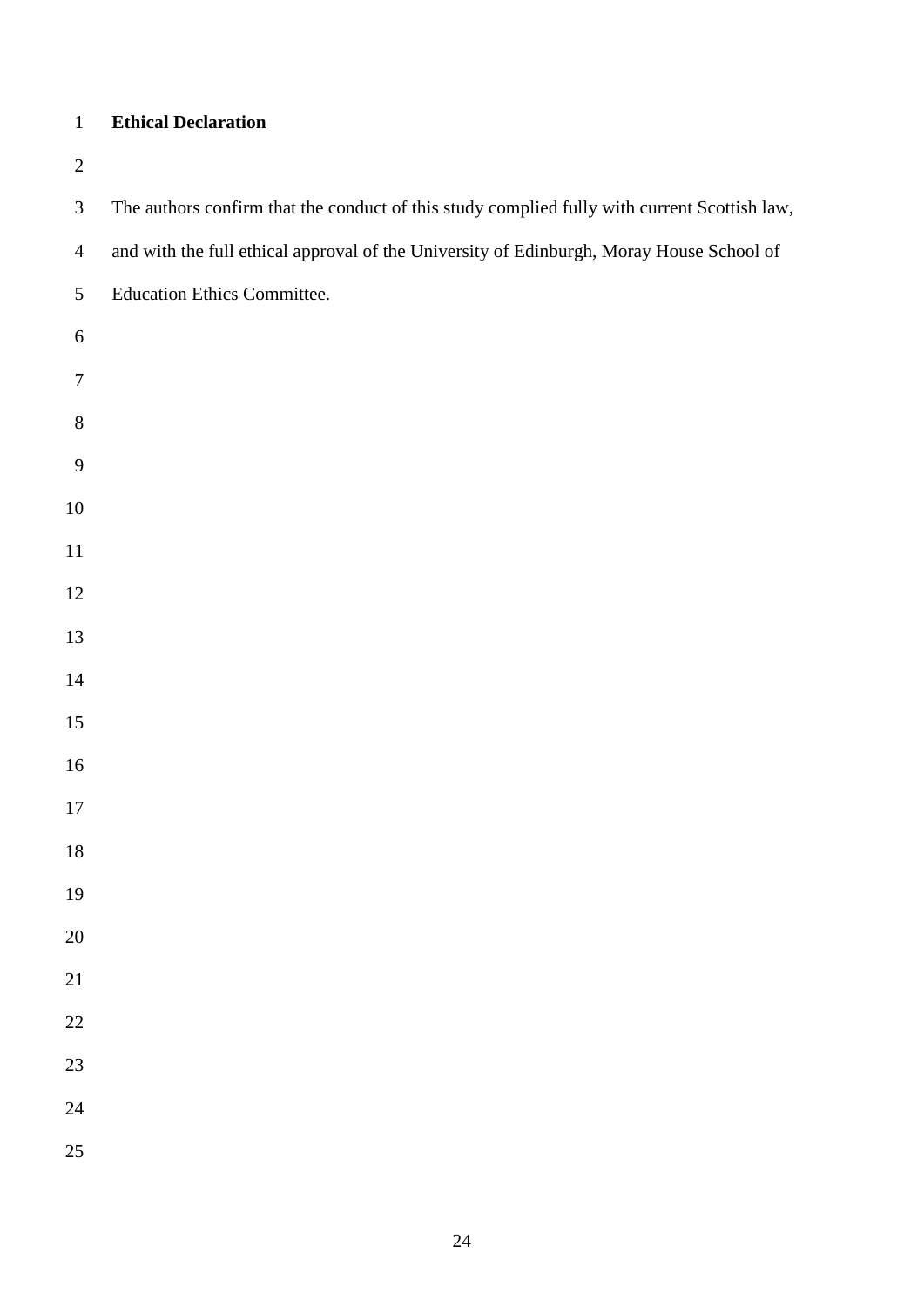**Ethical Declaration**

The authors confirm that the conduct of this study complied fully with current Scottish law, and with the full ethical approval of the University of Edinburgh, Moray House School of Education Ethics Committee.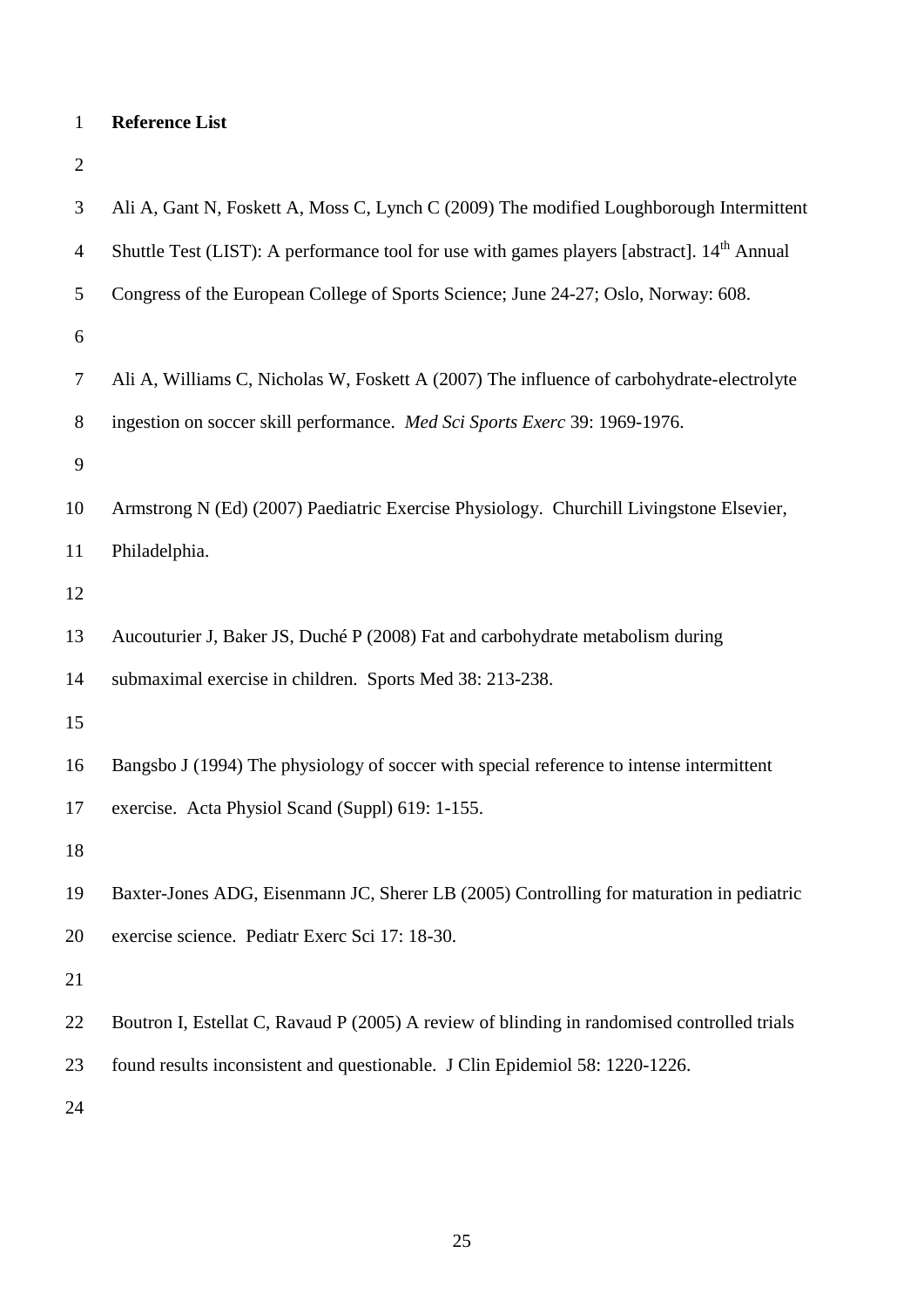**Reference List**

Ali A, Gant N, Foskett A, Moss C, Lynch C (2009) The modified Loughborough Intermittent Shuttle Test (LIST): A performance tool for use with games players [abstract]. 14th Annual Congress of the European College of Sports Science; June 24-27; Oslo, Norway: 608.

Ali A, Williams C, Nicholas W, Foskett A (2007) The influence of carbohydrate-electrolyte ingestion on soccer skill performance. *Med Sci Sports Exerc* 39: 1969-1976.

Armstrong N (Ed) (2007) Paediatric Exercise Physiology. Churchill Livingstone Elsevier, Philadelphia.

Aucouturier J, Baker JS, Duché P (2008) Fat and carbohydrate metabolism during submaximal exercise in children. Sports Med 38: 213-238.

Bangsbo J (1994) The physiology of soccer with special reference to intense intermittent exercise. Acta Physiol Scand (Suppl) 619: 1-155.

Baxter-Jones ADG, Eisenmann JC, Sherer LB (2005) Controlling for maturation in pediatric exercise science. Pediatr Exerc Sci 17: 18-30.

Boutron I, Estellat C, Ravaud P (2005) A review of blinding in randomised controlled trials found results inconsistent and questionable. J Clin Epidemiol 58: 1220-1226.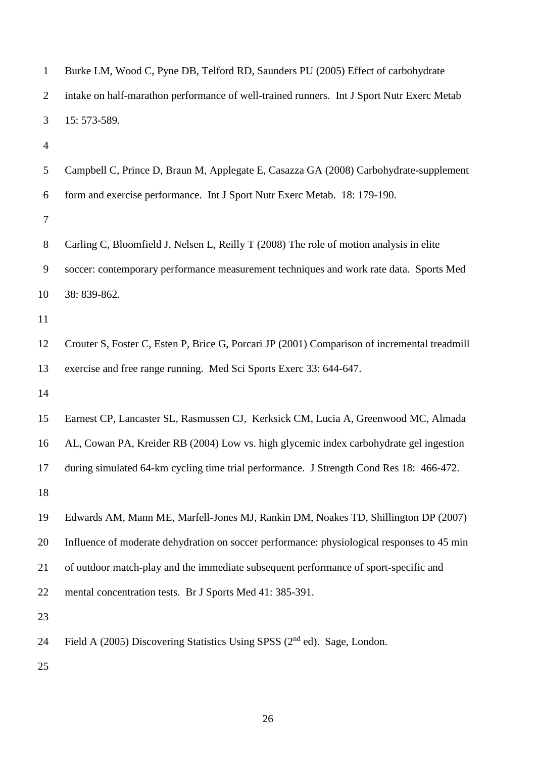Burke LM, Wood C, Pyne DB, Telford RD, Saunders PU (2005) Effect of carbohydrate intake on half-marathon performance of well-trained runners. Int J Sport Nutr Exerc Metab 15: 573-589.

Campbell C, Prince D, Braun M, Applegate E, Casazza GA (2008) Carbohydrate-supplement form and exercise performance. Int J Sport Nutr Exerc Metab. 18: 179-190.

Carling C, Bloomfield J, Nelsen L, Reilly T (2008) The role of motion analysis in elite soccer: contemporary performance measurement techniques and work rate data. Sports Med 38: 839-862.

Crouter S, Foster C, Esten P, Brice G, Porcari JP (2001) Comparison of incremental treadmill exercise and free range running. Med Sci Sports Exerc 33: 644-647.

Earnest CP, Lancaster SL, Rasmussen CJ, Kerksick CM, Lucia A, Greenwood MC, Almada AL, Cowan PA, Kreider RB (2004) Low vs. high glycemic index carbohydrate gel ingestion during simulated 64-km cycling time trial performance. J Strength Cond Res 18: 466-472.

Edwards AM, Mann ME, Marfell-Jones MJ, Rankin DM, Noakes TD, Shillington DP (2007) Influence of moderate dehydration on soccer performance: physiological responses to 45 min of outdoor match-play and the immediate subsequent performance of sport-specific and mental concentration tests. Br J Sports Med 41: 385-391.

Field A (2005) Discovering Statistics Using SPSS (2nd ed). Sage, London.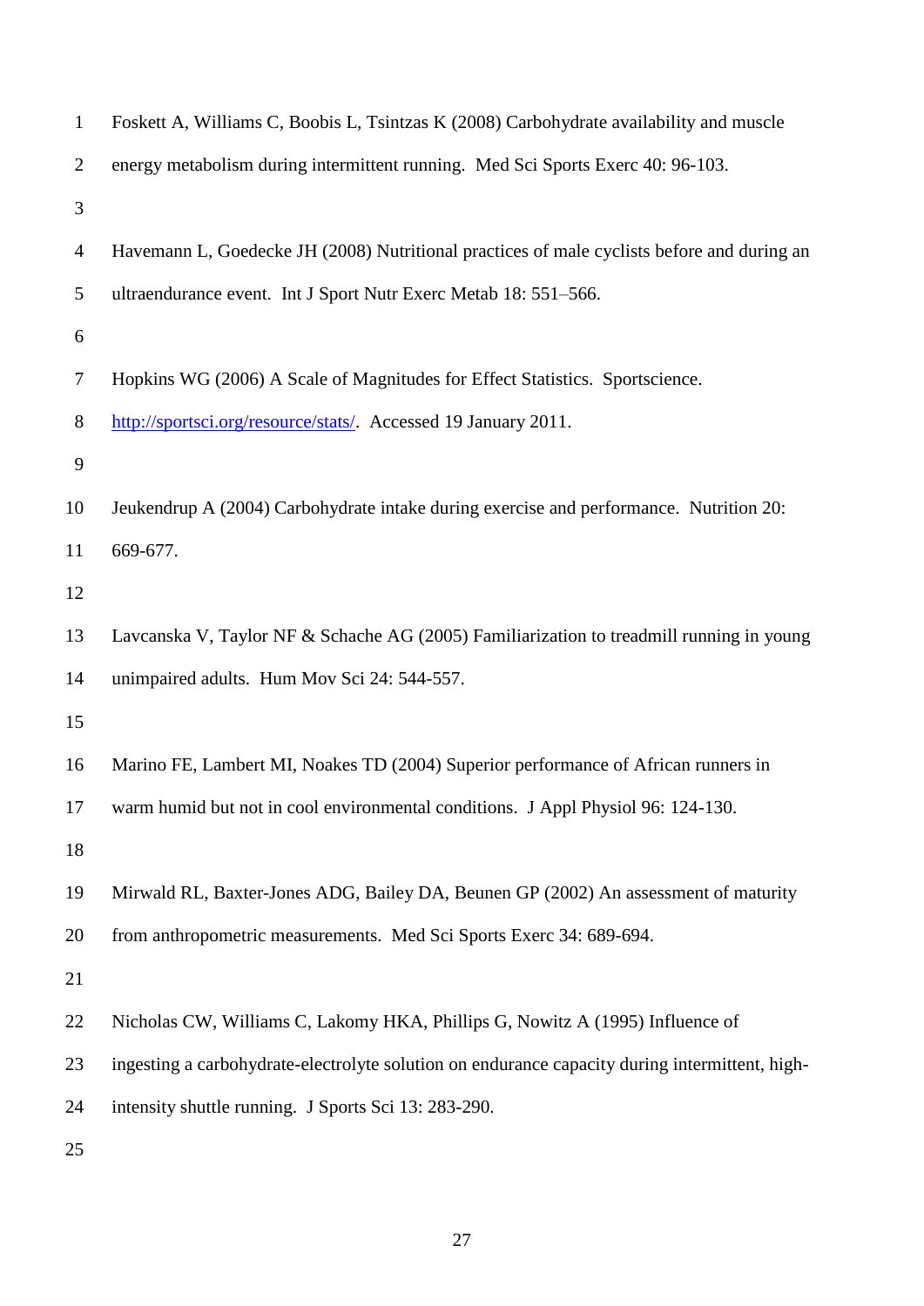Foskett A, Williams C, Boobis L, Tsintzas K (2008) Carbohydrate availability and muscle energy metabolism during intermittent running. Med Sci Sports Exerc 40: 96-103.

Havemann L, Goedecke JH (2008) Nutritional practices of male cyclists before and during an ultraendurance event. Int J Sport Nutr Exerc Metab 18: 551–566.

Hopkins WG (2006) A Scale of Magnitudes for Effect Statistics. Sportscience. http://sportsci.org/resource/stats/. Accessed 19 January 2011.

Jeukendrup A (2004) Carbohydrate intake during exercise and performance. Nutrition 20: 669-677.

Lavcanska V, Taylor NF & Schache AG (2005) Familiarization to treadmill running in young unimpaired adults. Hum Mov Sci 24: 544-557.

Marino FE, Lambert MI, Noakes TD (2004) Superior performance of African runners in warm humid but not in cool environmental conditions. J Appl Physiol 96: 124-130.

Mirwald RL, Baxter-Jones ADG, Bailey DA, Beunen GP (2002) An assessment of maturity from anthropometric measurements. Med Sci Sports Exerc 34: 689-694.

Nicholas CW, Williams C, Lakomy HKA, Phillips G, Nowitz A (1995) Influence of ingesting a carbohydrate-electrolyte solution on endurance capacity during intermittent, high-intensity shuttle running. J Sports Sci 13: 283-290.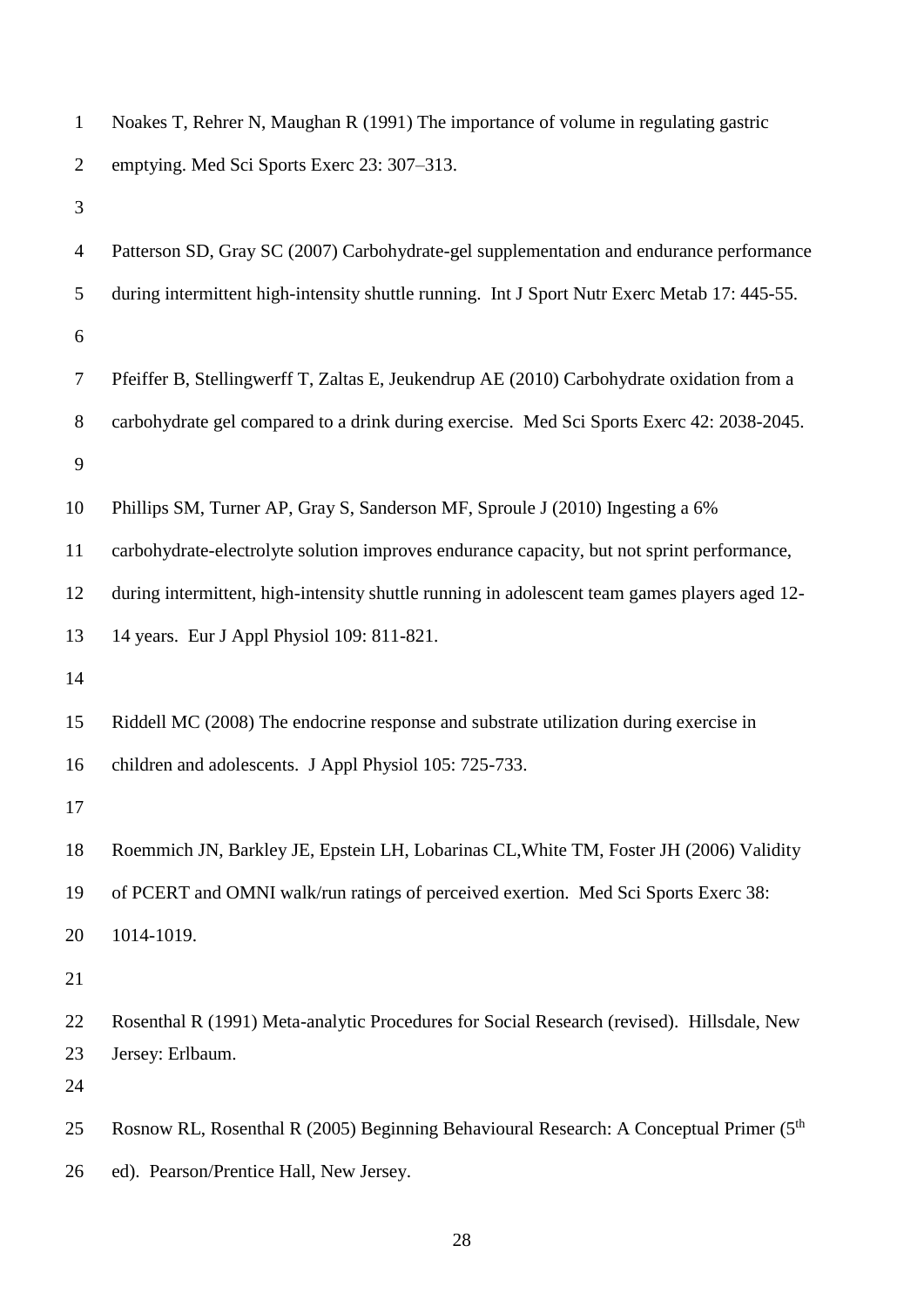Noakes T, Rehrer N, Maughan R (1991) The importance of volume in regulating gastric emptying. Med Sci Sports Exerc 23: 307–313.

Patterson SD, Gray SC (2007) Carbohydrate-gel supplementation and endurance performance during intermittent high-intensity shuttle running. Int J Sport Nutr Exerc Metab 17: 445-55.

Pfeiffer B, Stellingwerff T, Zaltas E, Jeukendrup AE (2010) Carbohydrate oxidation from a carbohydrate gel compared to a drink during exercise. Med Sci Sports Exerc 42: 2038-2045.

Phillips SM, Turner AP, Gray S, Sanderson MF, Sproule J (2010) Ingesting a 6% carbohydrate-electrolyte solution improves endurance capacity, but not sprint performance, during intermittent, high-intensity shuttle running in adolescent team games players aged 12-14 years. Eur J Appl Physiol 109: 811-821.

Riddell MC (2008) The endocrine response and substrate utilization during exercise in children and adolescents. J Appl Physiol 105: 725-733.

Roemmich JN, Barkley JE, Epstein LH, Lobarinas CL,White TM, Foster JH (2006) Validity of PCERT and OMNI walk/run ratings of perceived exertion. Med Sci Sports Exerc 38: 1014-1019.

Rosenthal R (1991) Meta-analytic Procedures for Social Research (revised). Hillsdale, New Jersey: Erlbaum.

Rosnow RL, Rosenthal R (2005) Beginning Behavioural Research: A Conceptual Primer (5th ed). Pearson/Prentice Hall, New Jersey.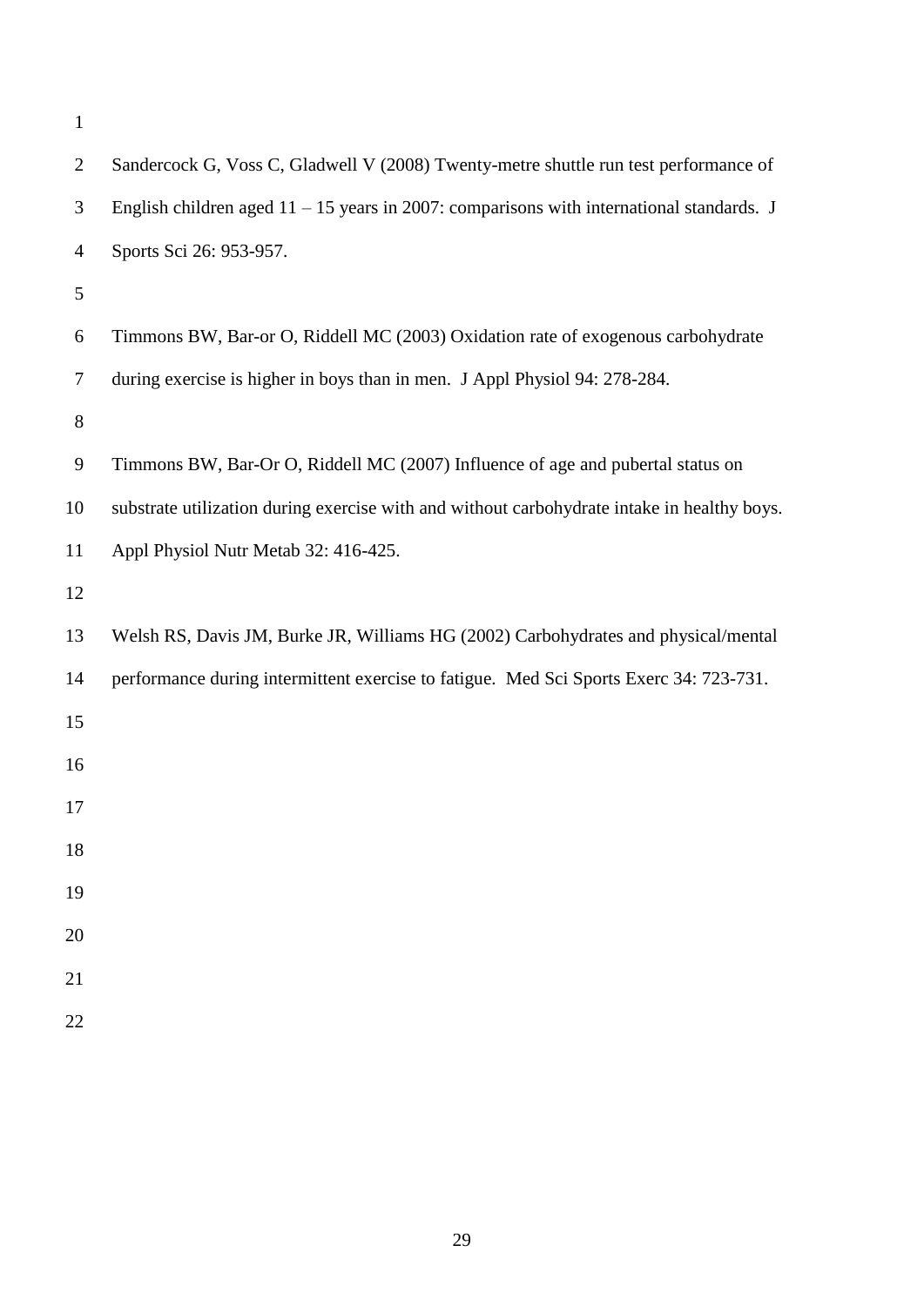Sandercock G, Voss C, Gladwell V (2008) Twenty-metre shuttle run test performance of English children aged 11 – 15 years in 2007: comparisons with international standards. J Sports Sci 26: 953-957.

Timmons BW, Bar-or O, Riddell MC (2003) Oxidation rate of exogenous carbohydrate during exercise is higher in boys than in men. J Appl Physiol 94: 278-284.

Timmons BW, Bar-Or O, Riddell MC (2007) Influence of age and pubertal status on substrate utilization during exercise with and without carbohydrate intake in healthy boys. Appl Physiol Nutr Metab 32: 416-425.

Welsh RS, Davis JM, Burke JR, Williams HG (2002) Carbohydrates and physical/mental performance during intermittent exercise to fatigue. Med Sci Sports Exerc 34: 723-731.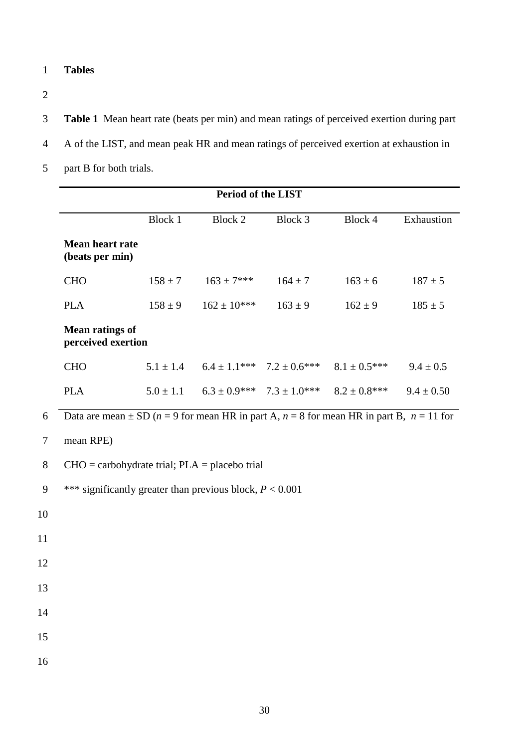# Tables

**Table 1** Mean heart rate (beats per min) and mean ratings of perceived exertion during part A of the LIST, and mean peak HR and mean ratings of perceived exertion at exhaustion in part B for both trials.

| | Period of the LIST | | | | |
|---|---|---|---|---|---|
| | Block 1 | Block 2 | Block 3 | Block 4 | Exhaustion |
| **Mean heart rate (beats per min)** | | | | | |
| CHO | 158 ± 7 | 163 ± 7*** | 164 ± 7 | 163 ± 6 | 187 ± 5 |
| PLA | 158 ± 9 | 162 ± 10*** | 163 ± 9 | 162 ± 9 | 185 ± 5 |
| **Mean ratings of perceived exertion** | | | | | |
| CHO | 5.1 ± 1.4 | 6.4 ± 1.1*** | 7.2 ± 0.6*** | 8.1 ± 0.5*** | 9.4 ± 0.5 |
| PLA | 5.0 ± 1.1 | 6.3 ± 0.9*** | 7.3 ± 1.0*** | 8.2 ± 0.8*** | 9.4 ± 0.50 |

Data are mean ± SD ($n$ = 9 for mean HR in part A, $n$ = 8 for mean HR in part B, $n$ = 11 for mean RPE)

CHO = carbohydrate trial; PLA = placebo trial

*** significantly greater than previous block, $P < 0.001$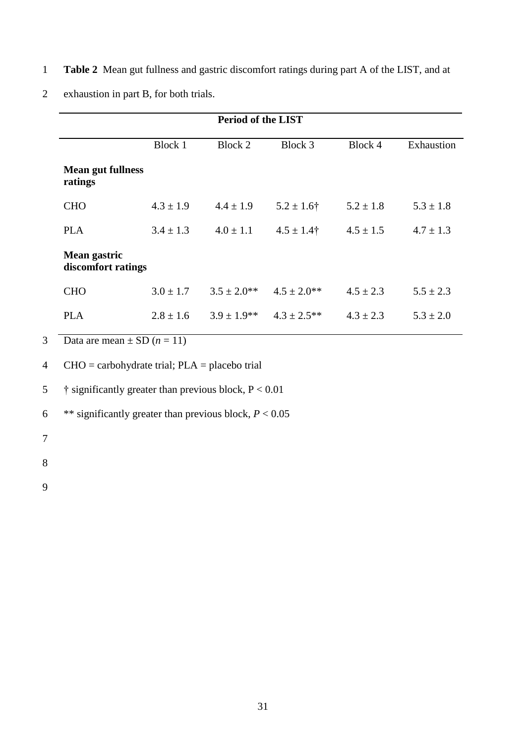**Table 2** Mean gut fullness and gastric discomfort ratings during part A of the LIST, and at exhaustion in part B, for both trials.

| | Period of the LIST | | | | |
|---|---|---|---|---|---|
| | Block 1 | Block 2 | Block 3 | Block 4 | Exhaustion |
| **Mean gut fullness ratings** | | | | | |
| CHO | 4.3 ± 1.9 | 4.4 ± 1.9 | 5.2 ± 1.6† | 5.2 ± 1.8 | 5.3 ± 1.8 |
| PLA | 3.4 ± 1.3 | 4.0 ± 1.1 | 4.5 ± 1.4† | 4.5 ± 1.5 | 4.7 ± 1.3 |
| **Mean gastric discomfort ratings** | | | | | |
| CHO | 3.0 ± 1.7 | 3.5 ± 2.0** | 4.5 ± 2.0** | 4.5 ± 2.3 | 5.5 ± 2.3 |
| PLA | 2.8 ± 1.6 | 3.9 ± 1.9** | 4.3 ± 2.5** | 4.3 ± 2.3 | 5.3 ± 2.0 |

Data are mean ± SD ($n$ = 11)

CHO = carbohydrate trial; PLA = placebo trial

† significantly greater than previous block, $P < 0.01$

** significantly greater than previous block, $P < 0.05$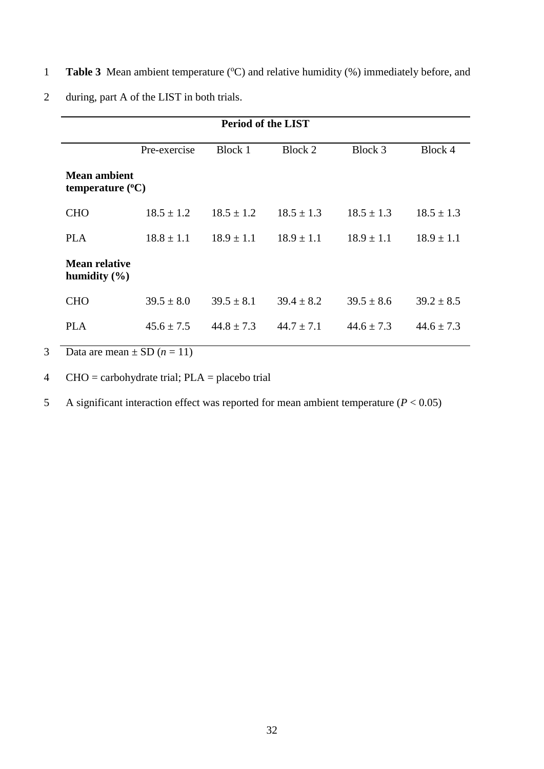**Table 3** Mean ambient temperature (°C) and relative humidity (%) immediately before, and during, part A of the LIST in both trials.

| | Period of the LIST | | | | |
|---|---|---|---|---|---|
| | Pre-exercise | Block 1 | Block 2 | Block 3 | Block 4 |
| **Mean ambient temperature (°C)** | | | | | |
| CHO | 18.5 ± 1.2 | 18.5 ± 1.2 | 18.5 ± 1.3 | 18.5 ± 1.3 | 18.5 ± 1.3 |
| PLA | 18.8 ± 1.1 | 18.9 ± 1.1 | 18.9 ± 1.1 | 18.9 ± 1.1 | 18.9 ± 1.1 |
| **Mean relative humidity (%)** | | | | | |
| CHO | 39.5 ± 8.0 | 39.5 ± 8.1 | 39.4 ± 8.2 | 39.5 ± 8.6 | 39.2 ± 8.5 |
| PLA | 45.6 ± 7.5 | 44.8 ± 7.3 | 44.7 ± 7.1 | 44.6 ± 7.3 | 44.6 ± 7.3 |

Data are mean ± SD ($n = 11$)

CHO = carbohydrate trial; PLA = placebo trial

A significant interaction effect was reported for mean ambient temperature ($P < 0.05$)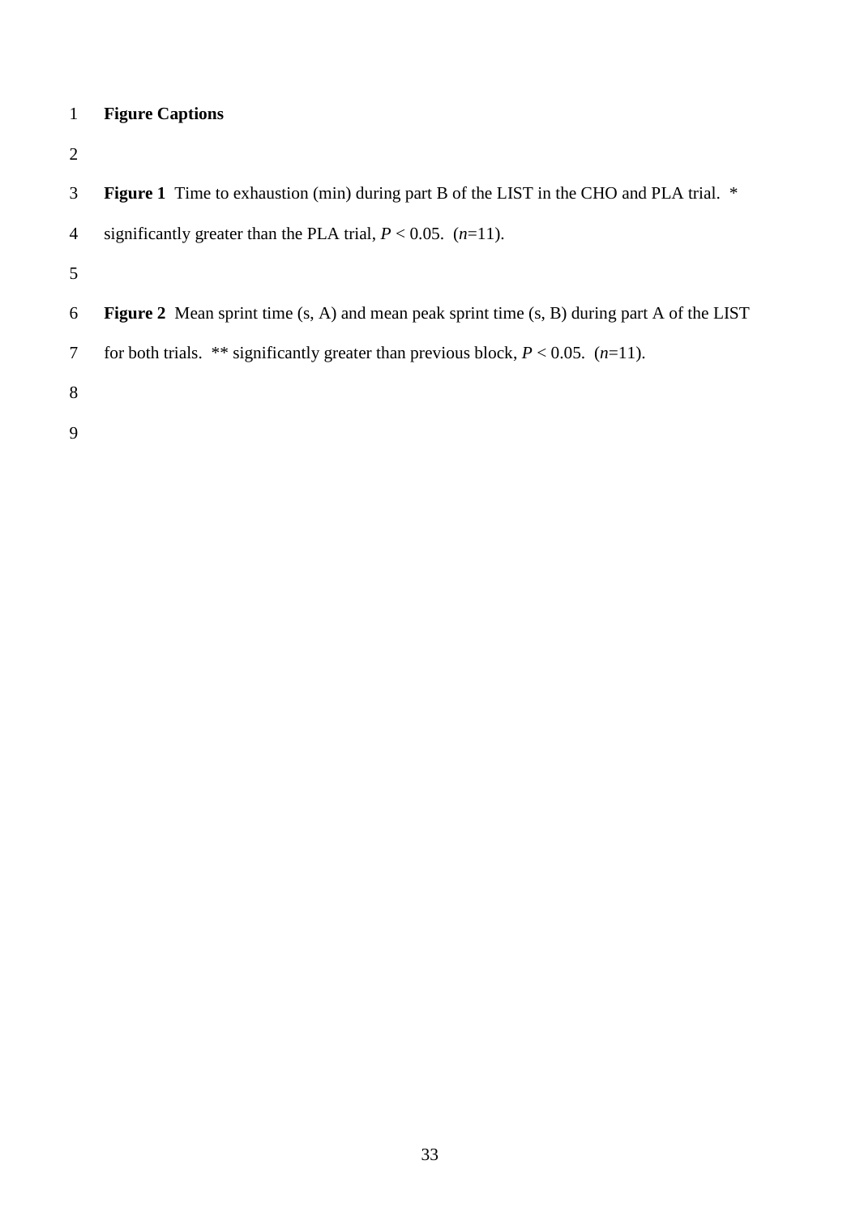**Figure Captions**

**Figure 1** Time to exhaustion (min) during part B of the LIST in the CHO and PLA trial. * significantly greater than the PLA trial, $P < 0.05$. ($n$=11).

**Figure 2** Mean sprint time (s, A) and mean peak sprint time (s, B) during part A of the LIST for both trials. ** significantly greater than previous block, $P < 0.05$. ($n$=11).